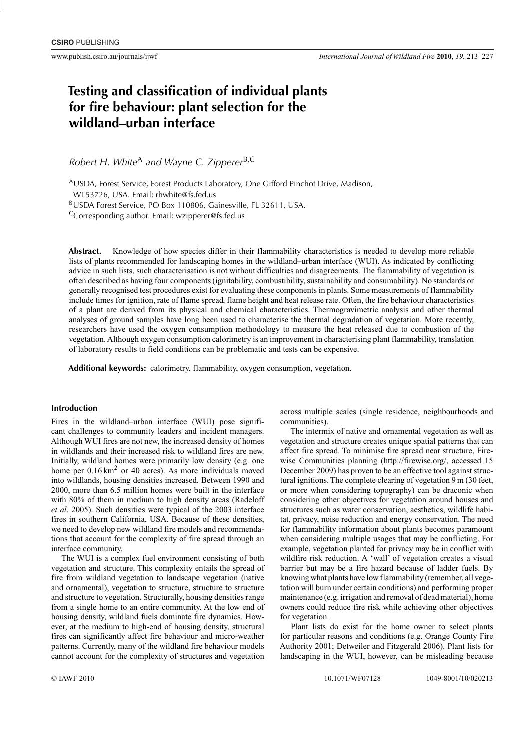# Testing and classification of individual plants for fire behaviour: plant selection for the wildland–urban interface

*Robert H. White*[A] *and Wayne C. Zipperer*[B,C]

[A]USDA, Forest Service, Forest Products Laboratory, One Gifford Pinchot Drive, Madison, WI 53726, USA. Email: rhwhite@fs.fed.us

[B]USDA Forest Service, PO Box 110806, Gainesville, FL 32611, USA.

[C]Corresponding author. Email: wzipperer@fs.fed.us

**Abstract.** Knowledge of how species differ in their flammability characteristics is needed to develop more reliable lists of plants recommended for landscaping homes in the wildland–urban interface (WUI). As indicated by conflicting advice in such lists, such characterisation is not without difficulties and disagreements. The flammability of vegetation is often described as having four components (ignitability, combustibility, sustainability and consumability). No standards or generally recognised test procedures exist for evaluating these components in plants. Some measurements of flammability include times for ignition, rate of flame spread, flame height and heat release rate. Often, the fire behaviour characteristics of a plant are derived from its physical and chemical characteristics. Thermogravimetric analysis and other thermal analyses of ground samples have long been used to characterise the thermal degradation of vegetation. More recently, researchers have used the oxygen consumption methodology to measure the heat released due to combustion of the vegetation. Although oxygen consumption calorimetry is an improvement in characterising plant flammability, translation of laboratory results to field conditions can be problematic and tests can be expensive.

**Additional keywords:** calorimetry, flammability, oxygen consumption, vegetation.

## Introduction

Fires in the wildland–urban interface (WUI) pose significant challenges to community leaders and incident managers. Although WUI fires are not new, the increased density of homes in wildlands and their increased risk to wildland fires are new. Initially, wildland homes were primarily low density (e.g. one home per $0.16\,km^2$ or 40 acres). As more individuals moved into wildlands, housing densities increased. Between 1990 and 2000, more than 6.5 million homes were built in the interface with 80% of them in medium to high density areas (Radeloff *et al*. 2005). Such densities were typical of the 2003 interface fires in southern California, USA. Because of these densities, we need to develop new wildland fire models and recommendations that account for the complexity of fire spread through an interface community.

The WUI is a complex fuel environment consisting of both vegetation and structure. This complexity entails the spread of fire from wildland vegetation to landscape vegetation (native and ornamental), vegetation to structure, structure to structure and structure to vegetation. Structurally, housing densities range from a single home to an entire community. At the low end of housing density, wildland fuels dominate fire dynamics. However, at the medium to high-end of housing density, structural fires can significantly affect fire behaviour and micro-weather patterns. Currently, many of the wildland fire behaviour models cannot account for the complexity of structures and vegetation across multiple scales (single residence, neighbourhoods and communities).

The intermix of native and ornamental vegetation as well as vegetation and structure creates unique spatial patterns that can affect fire spread. To minimise fire spread near structure, Firewise Communities planning (http://firewise.org/, accessed 15 December 2009) has proven to be an effective tool against structural ignitions. The complete clearing of vegetation 9 m (30 feet, or more when considering topography) can be draconic when considering other objectives for vegetation around houses and structures such as water conservation, aesthetics, wildlife habitat, privacy, noise reduction and energy conservation. The need for flammability information about plants becomes paramount when considering multiple usages that may be conflicting. For example, vegetation planted for privacy may be in conflict with wildfire risk reduction. A 'wall' of vegetation creates a visual barrier but may be a fire hazard because of ladder fuels. By knowing what plants have low flammability (remember, all vegetation will burn under certain conditions) and performing proper maintenance (e.g. irrigation and removal of dead material), home owners could reduce fire risk while achieving other objectives for vegetation.

Plant lists do exist for the home owner to select plants for particular reasons and conditions (e.g. Orange County Fire Authority 2001; Detweiler and Fitzgerald 2006). Plant lists for landscaping in the WUI, however, can be misleading because

© IAWF 2010 10.1071/WF07128 1049-8001/10/020213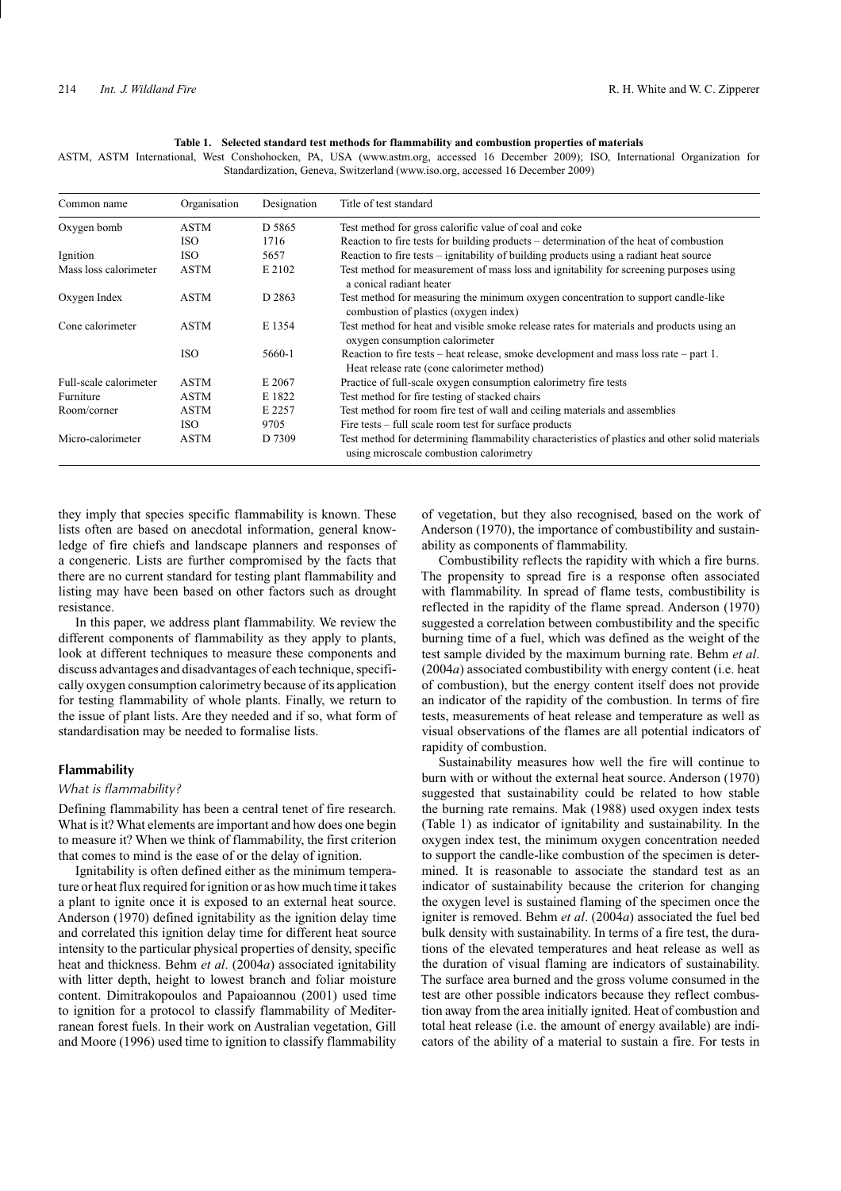**Table 1. Selected standard test methods for flammability and combustion properties of materials**

ASTM, ASTM International, West Conshohocken, PA, USA (www.astm.org, accessed 16 December 2009); ISO, International Organization for Standardization, Geneva, Switzerland (www.iso.org, accessed 16 December 2009)

| Common name | Organisation | Designation | Title of test standard |
|---|---|---|---|
| Oxygen bomb | ASTM | D 5865 | Test method for gross calorific value of coal and coke |
| | ISO | 1716 | Reaction to fire tests for building products – determination of the heat of combustion |
| Ignition | ISO | 5657 | Reaction to fire tests – ignitability of building products using a radiant heat source |
| Mass loss calorimeter | ASTM | E 2102 | Test method for measurement of mass loss and ignitability for screening purposes using a conical radiant heater |
| Oxygen Index | ASTM | D 2863 | Test method for measuring the minimum oxygen concentration to support candle-like combustion of plastics (oxygen index) |
| Cone calorimeter | ASTM | E 1354 | Test method for heat and visible smoke release rates for materials and products using an oxygen consumption calorimeter |
| | ISO | 5660-1 | Reaction to fire tests – heat release, smoke development and mass loss rate – part 1. Heat release rate (cone calorimeter method) |
| Full-scale calorimeter | ASTM | E 2067 | Practice of full-scale oxygen consumption calorimetry fire tests |
| Furniture | ASTM | E 1822 | Test method for fire testing of stacked chairs |
| Room/corner | ASTM | E 2257 | Test method for room fire test of wall and ceiling materials and assemblies |
| | ISO | 9705 | Fire tests – full scale room test for surface products |
| Micro-calorimeter | ASTM | D 7309 | Test method for determining flammability characteristics of plastics and other solid materials using microscale combustion calorimetry |

they imply that species specific flammability is known. These lists often are based on anecdotal information, general knowledge of fire chiefs and landscape planners and responses of a congeneric. Lists are further compromised by the facts that there are no current standard for testing plant flammability and listing may have been based on other factors such as drought resistance.

In this paper, we address plant flammability. We review the different components of flammability as they apply to plants, look at different techniques to measure these components and discuss advantages and disadvantages of each technique, specifically oxygen consumption calorimetry because of its application for testing flammability of whole plants. Finally, we return to the issue of plant lists. Are they needed and if so, what form of standardisation may be needed to formalise lists.

## Flammability

### *What is flammability?*

Defining flammability has been a central tenet of fire research. What is it? What elements are important and how does one begin to measure it? When we think of flammability, the first criterion that comes to mind is the ease of or the delay of ignition.

Ignitability is often defined either as the minimum temperature or heat flux required for ignition or as how much time it takes a plant to ignite once it is exposed to an external heat source. Anderson (1970) defined ignitability as the ignition delay time and correlated this ignition delay time for different heat source intensity to the particular physical properties of density, specific heat and thickness. Behm *et al*. (2004*a*) associated ignitability with litter depth, height to lowest branch and foliar moisture content. Dimitrakopoulos and Papaioannou (2001) used time to ignition for a protocol to classify flammability of Mediterranean forest fuels. In their work on Australian vegetation, Gill and Moore (1996) used time to ignition to classify flammability of vegetation, but they also recognised, based on the work of Anderson (1970), the importance of combustibility and sustainability as components of flammability.

Combustibility reflects the rapidity with which a fire burns. The propensity to spread fire is a response often associated with flammability. In spread of flame tests, combustibility is reflected in the rapidity of the flame spread. Anderson (1970) suggested a correlation between combustibility and the specific burning time of a fuel, which was defined as the weight of the test sample divided by the maximum burning rate. Behm *et al*. (2004*a*) associated combustibility with energy content (i.e. heat of combustion), but the energy content itself does not provide an indicator of the rapidity of the combustion. In terms of fire tests, measurements of heat release and temperature as well as visual observations of the flames are all potential indicators of rapidity of combustion.

Sustainability measures how well the fire will continue to burn with or without the external heat source. Anderson (1970) suggested that sustainability could be related to how stable the burning rate remains. Mak (1988) used oxygen index tests (Table 1) as indicator of ignitability and sustainability. In the oxygen index test, the minimum oxygen concentration needed to support the candle-like combustion of the specimen is determined. It is reasonable to associate the standard test as an indicator of sustainability because the criterion for changing the oxygen level is sustained flaming of the specimen once the igniter is removed. Behm *et al*. (2004*a*) associated the fuel bed bulk density with sustainability. In terms of a fire test, the durations of the elevated temperatures and heat release as well as the duration of visual flaming are indicators of sustainability. The surface area burned and the gross volume consumed in the test are other possible indicators because they reflect combustion away from the area initially ignited. Heat of combustion and total heat release (i.e. the amount of energy available) are indicators of the ability of a material to sustain a fire. For tests in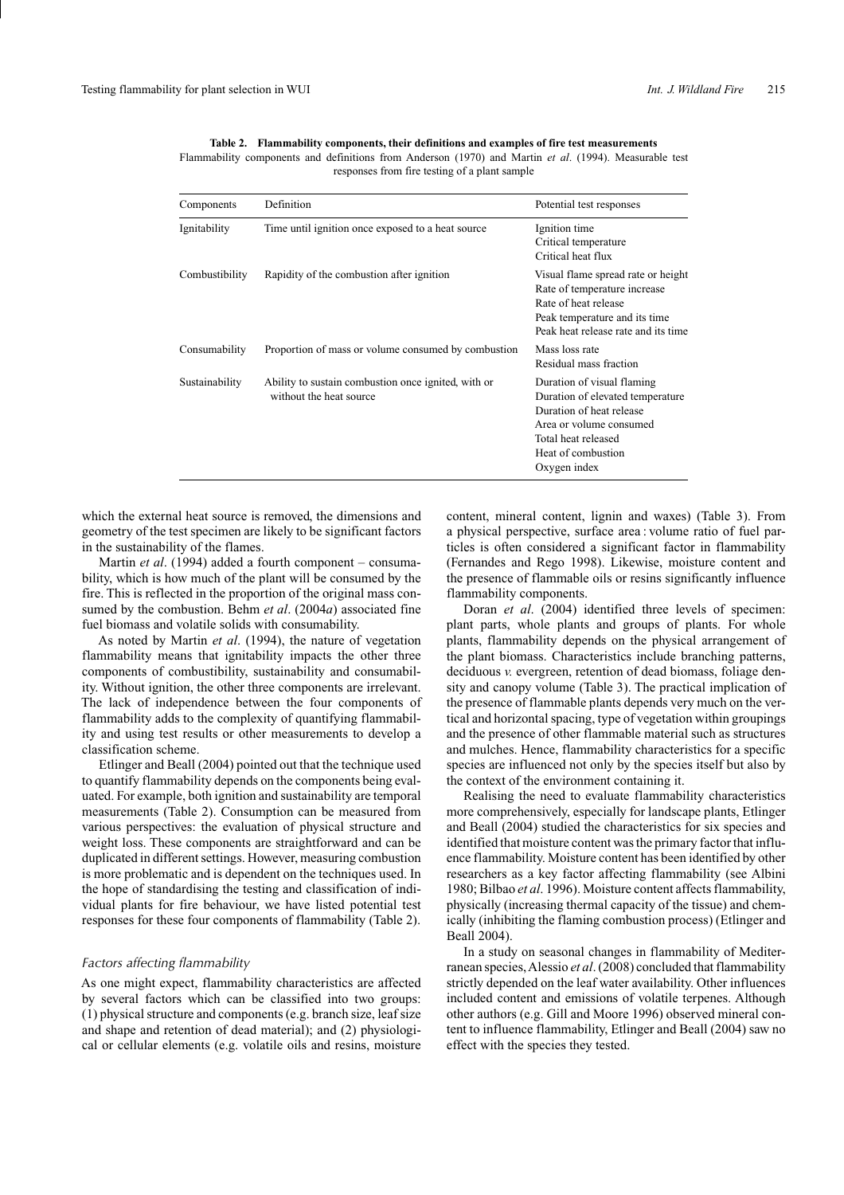**Table 2. Flammability components, their definitions and examples of fire test measurements**
Flammability components and definitions from Anderson (1970) and Martin *et al*. (1994). Measurable test responses from fire testing of a plant sample

| Components | Definition | Potential test responses |
|---|---|---|
| Ignitability | Time until ignition once exposed to a heat source | Ignition time<br>Critical temperature<br>Critical heat flux |
| Combustibility | Rapidity of the combustion after ignition | Visual flame spread rate or height<br>Rate of temperature increase<br>Rate of heat release<br>Peak temperature and its time<br>Peak heat release rate and its time |
| Consumability | Proportion of mass or volume consumed by combustion | Mass loss rate<br>Residual mass fraction |
| Sustainability | Ability to sustain combustion once ignited, with or without the heat source | Duration of visual flaming<br>Duration of elevated temperature<br>Duration of heat release<br>Area or volume consumed<br>Total heat released<br>Heat of combustion<br>Oxygen index |

which the external heat source is removed, the dimensions and geometry of the test specimen are likely to be significant factors in the sustainability of the flames.

Martin *et al*. (1994) added a fourth component – consumability, which is how much of the plant will be consumed by the fire. This is reflected in the proportion of the original mass consumed by the combustion. Behm *et al*. (2004*a*) associated fine fuel biomass and volatile solids with consumability.

As noted by Martin *et al*. (1994), the nature of vegetation flammability means that ignitability impacts the other three components of combustibility, sustainability and consumability. Without ignition, the other three components are irrelevant. The lack of independence between the four components of flammability adds to the complexity of quantifying flammability and using test results or other measurements to develop a classification scheme.

Etlinger and Beall (2004) pointed out that the technique used to quantify flammability depends on the components being evaluated. For example, both ignition and sustainability are temporal measurements (Table 2). Consumption can be measured from various perspectives: the evaluation of physical structure and weight loss. These components are straightforward and can be duplicated in different settings. However, measuring combustion is more problematic and is dependent on the techniques used. In the hope of standardising the testing and classification of individual plants for fire behaviour, we have listed potential test responses for these four components of flammability (Table 2).

### *Factors affecting flammability*

As one might expect, flammability characteristics are affected by several factors which can be classified into two groups: (1) physical structure and components (e.g. branch size, leaf size and shape and retention of dead material); and (2) physiological or cellular elements (e.g. volatile oils and resins, moisture content, mineral content, lignin and waxes) (Table 3). From a physical perspective, surface area : volume ratio of fuel particles is often considered a significant factor in flammability (Fernandes and Rego 1998). Likewise, moisture content and the presence of flammable oils or resins significantly influence flammability components.

Doran *et al*. (2004) identified three levels of specimen: plant parts, whole plants and groups of plants. For whole plants, flammability depends on the physical arrangement of the plant biomass. Characteristics include branching patterns, deciduous *v.* evergreen, retention of dead biomass, foliage density and canopy volume (Table 3). The practical implication of the presence of flammable plants depends very much on the vertical and horizontal spacing, type of vegetation within groupings and the presence of other flammable material such as structures and mulches. Hence, flammability characteristics for a specific species are influenced not only by the species itself but also by the context of the environment containing it.

Realising the need to evaluate flammability characteristics more comprehensively, especially for landscape plants, Etlinger and Beall (2004) studied the characteristics for six species and identified that moisture content was the primary factor that influence flammability. Moisture content has been identified by other researchers as a key factor affecting flammability (see Albini 1980; Bilbao *et al*. 1996). Moisture content affects flammability, physically (increasing thermal capacity of the tissue) and chemically (inhibiting the flaming combustion process) (Etlinger and Beall 2004).

In a study on seasonal changes in flammability of Mediterranean species, Alessio *et al*. (2008) concluded that flammability strictly depended on the leaf water availability. Other influences included content and emissions of volatile terpenes. Although other authors (e.g. Gill and Moore 1996) observed mineral content to influence flammability, Etlinger and Beall (2004) saw no effect with the species they tested.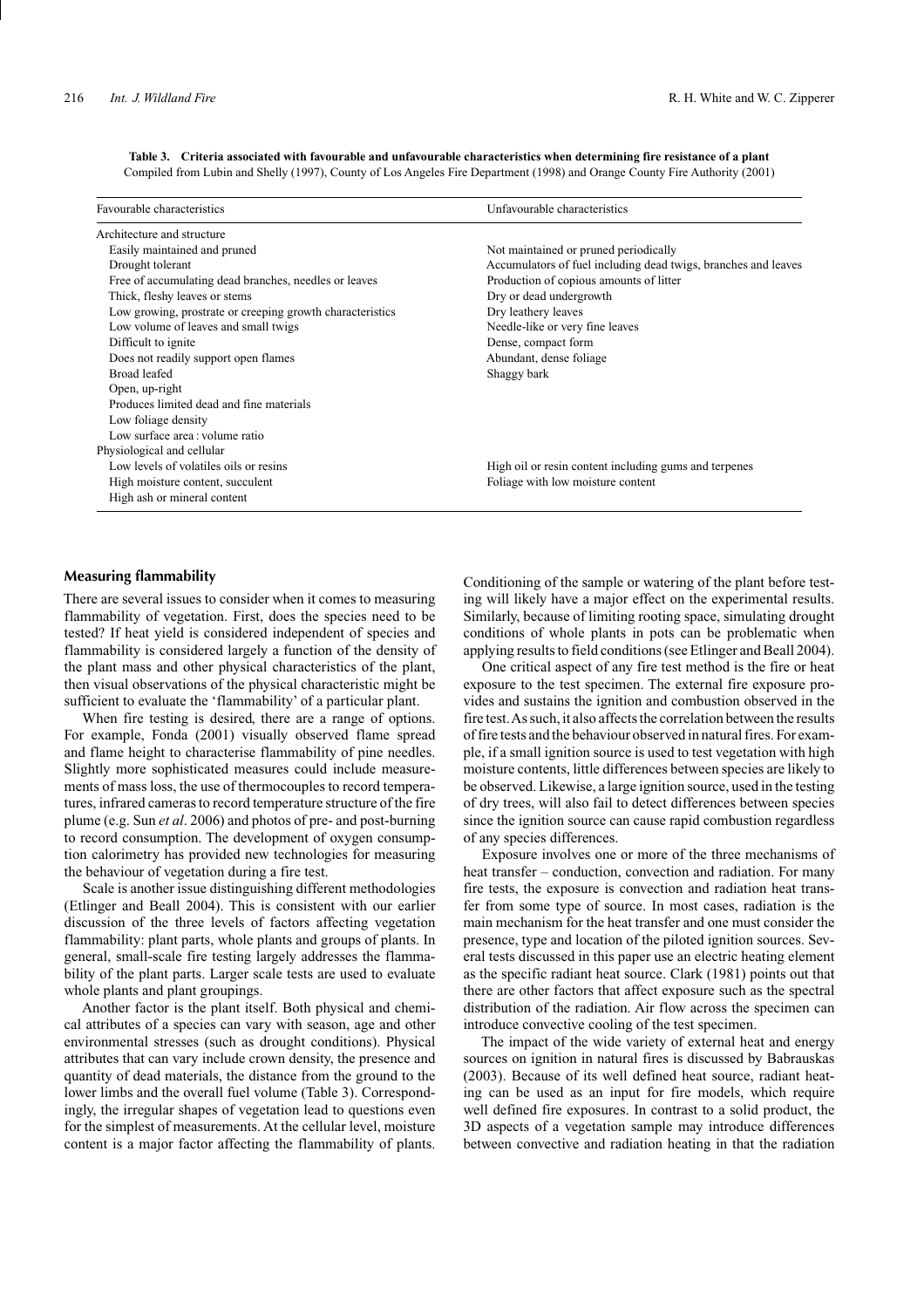**Table 3. Criteria associated with favourable and unfavourable characteristics when determining fire resistance of a plant**
Compiled from Lubin and Shelly (1997), County of Los Angeles Fire Department (1998) and Orange County Fire Authority (2001)

| Favourable characteristics | Unfavourable characteristics |
|---|---|
| Architecture and structure | |
| Easily maintained and pruned | Not maintained or pruned periodically |
| Drought tolerant | Accumulators of fuel including dead twigs, branches and leaves |
| Free of accumulating dead branches, needles or leaves | Production of copious amounts of litter |
| Thick, fleshy leaves or stems | Dry or dead undergrowth |
| Low growing, prostrate or creeping growth characteristics | Dry leathery leaves |
| Low volume of leaves and small twigs | Needle-like or very fine leaves |
| Difficult to ignite | Dense, compact form |
| Does not readily support open flames | Abundant, dense foliage |
| Broad leafed | Shaggy bark |
| Open, up-right | |
| Produces limited dead and fine materials | |
| Low foliage density | |
| Low surface area : volume ratio | |
| Physiological and cellular | |
| Low levels of volatiles oils or resins | High oil or resin content including gums and terpenes |
| High moisture content, succulent | Foliage with low moisture content |
| High ash or mineral content | |

## Measuring flammability

There are several issues to consider when it comes to measuring flammability of vegetation. First, does the species need to be tested? If heat yield is considered independent of species and flammability is considered largely a function of the density of the plant mass and other physical characteristics of the plant, then visual observations of the physical characteristic might be sufficient to evaluate the 'flammability' of a particular plant.

When fire testing is desired, there are a range of options. For example, Fonda (2001) visually observed flame spread and flame height to characterise flammability of pine needles. Slightly more sophisticated measures could include measurements of mass loss, the use of thermocouples to record temperatures, infrared cameras to record temperature structure of the fire plume (e.g. Sun *et al*. 2006) and photos of pre- and post-burning to record consumption. The development of oxygen consumption calorimetry has provided new technologies for measuring the behaviour of vegetation during a fire test.

Scale is another issue distinguishing different methodologies (Etlinger and Beall 2004). This is consistent with our earlier discussion of the three levels of factors affecting vegetation flammability: plant parts, whole plants and groups of plants. In general, small-scale fire testing largely addresses the flammability of the plant parts. Larger scale tests are used to evaluate whole plants and plant groupings.

Another factor is the plant itself. Both physical and chemical attributes of a species can vary with season, age and other environmental stresses (such as drought conditions). Physical attributes that can vary include crown density, the presence and quantity of dead materials, the distance from the ground to the lower limbs and the overall fuel volume (Table 3). Correspondingly, the irregular shapes of vegetation lead to questions even for the simplest of measurements. At the cellular level, moisture content is a major factor affecting the flammability of plants. Conditioning of the sample or watering of the plant before testing will likely have a major effect on the experimental results. Similarly, because of limiting rooting space, simulating drought conditions of whole plants in pots can be problematic when applying results to field conditions (see Etlinger and Beall 2004).

One critical aspect of any fire test method is the fire or heat exposure to the test specimen. The external fire exposure provides and sustains the ignition and combustion observed in the fire test. As such, it also affects the correlation between the results of fire tests and the behaviour observed in natural fires. For example, if a small ignition source is used to test vegetation with high moisture contents, little differences between species are likely to be observed. Likewise, a large ignition source, used in the testing of dry trees, will also fail to detect differences between species since the ignition source can cause rapid combustion regardless of any species differences.

Exposure involves one or more of the three mechanisms of heat transfer – conduction, convection and radiation. For many fire tests, the exposure is convection and radiation heat transfer from some type of source. In most cases, radiation is the main mechanism for the heat transfer and one must consider the presence, type and location of the piloted ignition sources. Several tests discussed in this paper use an electric heating element as the specific radiant heat source. Clark (1981) points out that there are other factors that affect exposure such as the spectral distribution of the radiation. Air flow across the specimen can introduce convective cooling of the test specimen.

The impact of the wide variety of external heat and energy sources on ignition in natural fires is discussed by Babrauskas (2003). Because of its well defined heat source, radiant heating can be used as an input for fire models, which require well defined fire exposures. In contrast to a solid product, the 3D aspects of a vegetation sample may introduce differences between convective and radiation heating in that the radiation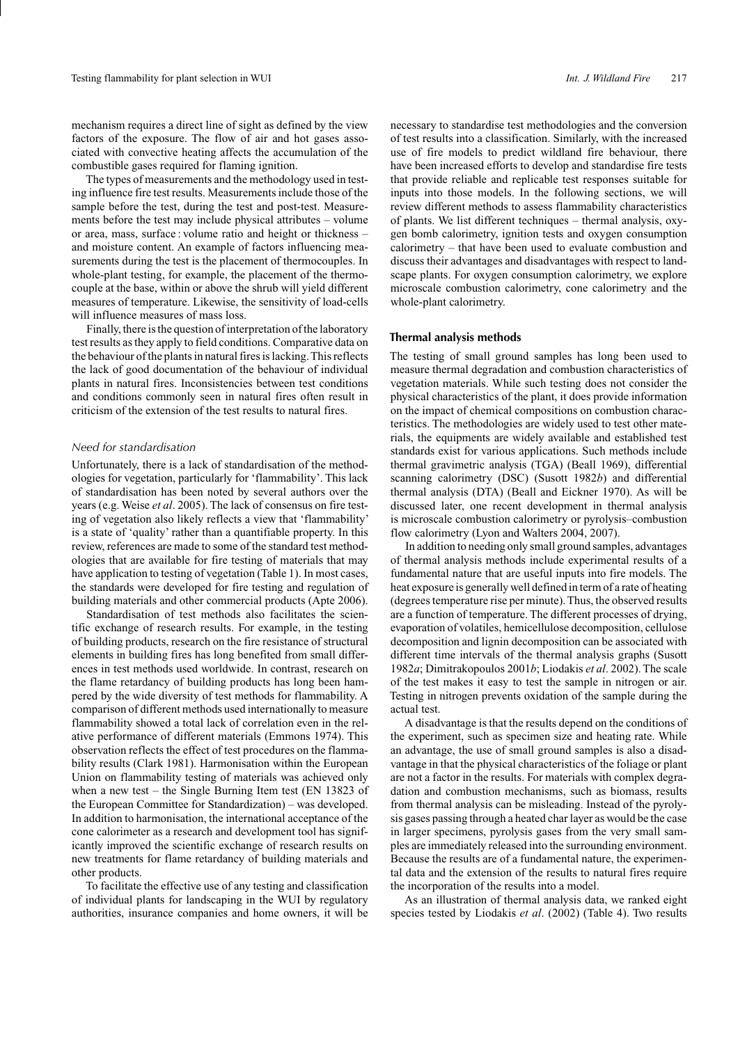mechanism requires a direct line of sight as defined by the view factors of the exposure. The flow of air and hot gases associated with convective heating affects the accumulation of the combustible gases required for flaming ignition.

The types of measurements and the methodology used in testing influence fire test results. Measurements include those of the sample before the test, during the test and post-test. Measurements before the test may include physical attributes – volume or area, mass, surface : volume ratio and height or thickness – and moisture content. An example of factors influencing measurements during the test is the placement of thermocouples. In whole-plant testing, for example, the placement of the thermocouple at the base, within or above the shrub will yield different measures of temperature. Likewise, the sensitivity of load-cells will influence measures of mass loss.

Finally, there is the question of interpretation of the laboratory test results as they apply to field conditions. Comparative data on the behaviour of the plants in natural fires is lacking. This reflects the lack of good documentation of the behaviour of individual plants in natural fires. Inconsistencies between test conditions and conditions commonly seen in natural fires often result in criticism of the extension of the test results to natural fires.

### *Need for standardisation*

Unfortunately, there is a lack of standardisation of the methodologies for vegetation, particularly for 'flammability'. This lack of standardisation has been noted by several authors over the years (e.g. Weise *et al*. 2005). The lack of consensus on fire testing of vegetation also likely reflects a view that 'flammability' is a state of 'quality' rather than a quantifiable property. In this review, references are made to some of the standard test methodologies that are available for fire testing of materials that may have application to testing of vegetation (Table 1). In most cases, the standards were developed for fire testing and regulation of building materials and other commercial products (Apte 2006).

Standardisation of test methods also facilitates the scientific exchange of research results. For example, in the testing of building products, research on the fire resistance of structural elements in building fires has long benefited from small differences in test methods used worldwide. In contrast, research on the flame retardancy of building products has long been hampered by the wide diversity of test methods for flammability. A comparison of different methods used internationally to measure flammability showed a total lack of correlation even in the relative performance of different materials (Emmons 1974). This observation reflects the effect of test procedures on the flammability results (Clark 1981). Harmonisation within the European Union on flammability testing of materials was achieved only when a new test – the Single Burning Item test (EN 13823 of the European Committee for Standardization) – was developed. In addition to harmonisation, the international acceptance of the cone calorimeter as a research and development tool has significantly improved the scientific exchange of research results on new treatments for flame retardancy of building materials and other products.

To facilitate the effective use of any testing and classification of individual plants for landscaping in the WUI by regulatory authorities, insurance companies and home owners, it will be necessary to standardise test methodologies and the conversion of test results into a classification. Similarly, with the increased use of fire models to predict wildland fire behaviour, there have been increased efforts to develop and standardise fire tests that provide reliable and replicable test responses suitable for inputs into those models. In the following sections, we will review different methods to assess flammability characteristics of plants. We list different techniques – thermal analysis, oxygen bomb calorimetry, ignition tests and oxygen consumption calorimetry – that have been used to evaluate combustion and discuss their advantages and disadvantages with respect to landscape plants. For oxygen consumption calorimetry, we explore microscale combustion calorimetry, cone calorimetry and the whole-plant calorimetry.

## Thermal analysis methods

The testing of small ground samples has long been used to measure thermal degradation and combustion characteristics of vegetation materials. While such testing does not consider the physical characteristics of the plant, it does provide information on the impact of chemical compositions on combustion characteristics. The methodologies are widely used to test other materials, the equipments are widely available and established test standards exist for various applications. Such methods include thermal gravimetric analysis (TGA) (Beall 1969), differential scanning calorimetry (DSC) (Susott 1982*b*) and differential thermal analysis (DTA) (Beall and Eickner 1970). As will be discussed later, one recent development in thermal analysis is microscale combustion calorimetry or pyrolysis–combustion flow calorimetry (Lyon and Walters 2004, 2007).

In addition to needing only small ground samples, advantages of thermal analysis methods include experimental results of a fundamental nature that are useful inputs into fire models. The heat exposure is generally well defined in term of a rate of heating (degrees temperature rise per minute). Thus, the observed results are a function of temperature. The different processes of drying, evaporation of volatiles, hemicellulose decomposition, cellulose decomposition and lignin decomposition can be associated with different time intervals of the thermal analysis graphs (Susott 1982*a*; Dimitrakopoulos 2001*b*; Liodakis *et al*. 2002). The scale of the test makes it easy to test the sample in nitrogen or air. Testing in nitrogen prevents oxidation of the sample during the actual test.

A disadvantage is that the results depend on the conditions of the experiment, such as specimen size and heating rate. While an advantage, the use of small ground samples is also a disadvantage in that the physical characteristics of the foliage or plant are not a factor in the results. For materials with complex degradation and combustion mechanisms, such as biomass, results from thermal analysis can be misleading. Instead of the pyrolysis gases passing through a heated char layer as would be the case in larger specimens, pyrolysis gases from the very small samples are immediately released into the surrounding environment. Because the results are of a fundamental nature, the experimental data and the extension of the results to natural fires require the incorporation of the results into a model.

As an illustration of thermal analysis data, we ranked eight species tested by Liodakis *et al*. (2002) (Table 4). Two results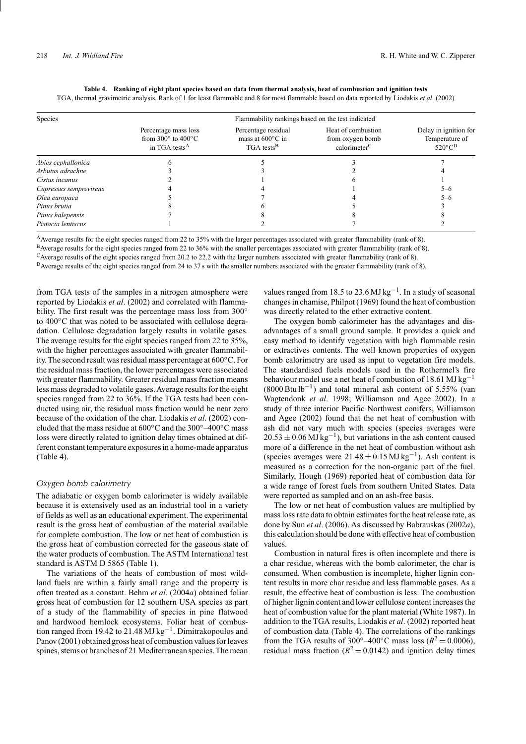**Table 4. Ranking of eight plant species based on data from thermal analysis, heat of combustion and ignition tests**

TGA, thermal gravimetric analysis. Rank of 1 for least flammable and 8 for most flammable based on data reported by Liodakis *et al*. (2002)

| Species | Flammability rankings based on the test indicated | | | |
|---|---|---|---|---|
| | Percentage mass loss from 300° to 400°C in TGA tests[A] | Percentage residual mass at 600°C in TGA tests[B] | Heat of combustion from oxygen bomb calorimeter[C] | Delay in ignition for Temperature of 520°C[D] |
| *Abies cephallonica* | 6 | 5 | 3 | 7 |
| *Arbutus adrachne* | 3 | 3 | 2 | 4 |
| *Cistus incanus* | 2 | 1 | 6 | 1 |
| *Cupressus semprevirens* | 4 | 4 | 1 | 5–6 |
| *Olea europaea* | 5 | 7 | 4 | 5–6 |
| *Pinus brutia* | 8 | 6 | 5 | 3 |
| *Pinus halepensis* | 7 | 8 | 8 | 8 |
| *Pistacia lentiscus* | 1 | 2 | 7 | 2 |

[A]Average results for the eight species ranged from 22 to 35% with the larger percentages associated with greater flammability (rank of 8).
[B]Average results for the eight species ranged from 22 to 36% with the smaller percentages associated with greater flammability (rank of 8).
[C]Average results of the eight species ranged from 20.2 to 22.2 with the larger numbers associated with greater flammability (rank of 8).
[D]Average results of the eight species ranged from 24 to 37 s with the smaller numbers associated with the greater flammability (rank of 8).

from TGA tests of the samples in a nitrogen atmosphere were reported by Liodakis *et al*. (2002) and correlated with flammability. The first result was the percentage mass loss from 300° to 400°C that was noted to be associated with cellulose degradation. Cellulose degradation largely results in volatile gases. The average results for the eight species ranged from 22 to 35%, with the higher percentages associated with greater flammability. The second result was residual mass percentage at 600°C. For the residual mass fraction, the lower percentages were associated with greater flammability. Greater residual mass fraction means less mass degraded to volatile gases. Average results for the eight species ranged from 22 to 36%. If the TGA tests had been conducted using air, the residual mass fraction would be near zero because of the oxidation of the char. Liodakis *et al*. (2002) concluded that the mass residue at 600°C and the 300°–400°C mass loss were directly related to ignition delay times obtained at different constant temperature exposures in a home-made apparatus (Table 4).

### Oxygen bomb calorimetry

The adiabatic or oxygen bomb calorimeter is widely available because it is extensively used as an industrial tool in a variety of fields as well as an educational experiment. The experimental result is the gross heat of combustion of the material available for complete combustion. The low or net heat of combustion is the gross heat of combustion corrected for the gaseous state of the water products of combustion. The ASTM International test standard is ASTM D 5865 (Table 1).

The variations of the heats of combustion of most wildland fuels are within a fairly small range and the property is often treated as a constant. Behm *et al*. (2004*a*) obtained foliar gross heat of combustion for 12 southern USA species as part of a study of the flammability of species in pine flatwood and hardwood hemlock ecosystems. Foliar heat of combustion ranged from 19.42 to 21.48 MJ kg$^{-1}$. Dimitrakopoulos and Panov (2001) obtained gross heat of combustion values for leaves spines, stems or branches of 21 Mediterranean species. The mean values ranged from 18.5 to 23.6 MJ kg$^{-1}$. In a study of seasonal changes in chamise, Philpot (1969) found the heat of combustion was directly related to the ether extractive content.

The oxygen bomb calorimeter has the advantages and disadvantages of a small ground sample. It provides a quick and easy method to identify vegetation with high flammable resin or extractives contents. The well known properties of oxygen bomb calorimetry are used as input to vegetation fire models. The standardised fuels models used in the Rothermel's fire behaviour model use a net heat of combustion of 18.61 MJ kg$^{-1}$ (8000 Btu lb$^{-1}$) and total mineral ash content of 5.55% (van Wagtendonk *et al*. 1998; Williamson and Agee 2002). In a study of three interior Pacific Northwest conifers, Williamson and Agee (2002) found that the net heat of combustion with ash did not vary much with species (species averages were $20.53 \pm 0.06$ MJ kg$^{-1}$), but variations in the ash content caused more of a difference in the net heat of combustion without ash (species averages were $21.48 \pm 0.15$ MJ kg$^{-1}$). Ash content is measured as a correction for the non-organic part of the fuel. Similarly, Hough (1969) reported heat of combustion data for a wide range of forest fuels from southern United States. Data were reported as sampled and on an ash-free basis.

The low or net heat of combustion values are multiplied by mass loss rate data to obtain estimates for the heat release rate, as done by Sun *et al*. (2006). As discussed by Babrauskas (2002*a*), this calculation should be done with effective heat of combustion values.

Combustion in natural fires is often incomplete and there is a char residue, whereas with the bomb calorimeter, the char is consumed. When combustion is incomplete, higher lignin content results in more char residue and less flammable gases. As a result, the effective heat of combustion is less. The combustion of higher lignin content and lower cellulose content increases the heat of combustion value for the plant material (White 1987). In addition to the TGA results, Liodakis *et al*. (2002) reported heat of combustion data (Table 4). The correlations of the rankings from the TGA results of 300°–400°C mass loss ($R^2 = 0.0006$), residual mass fraction ($R^2 = 0.0142$) and ignition delay times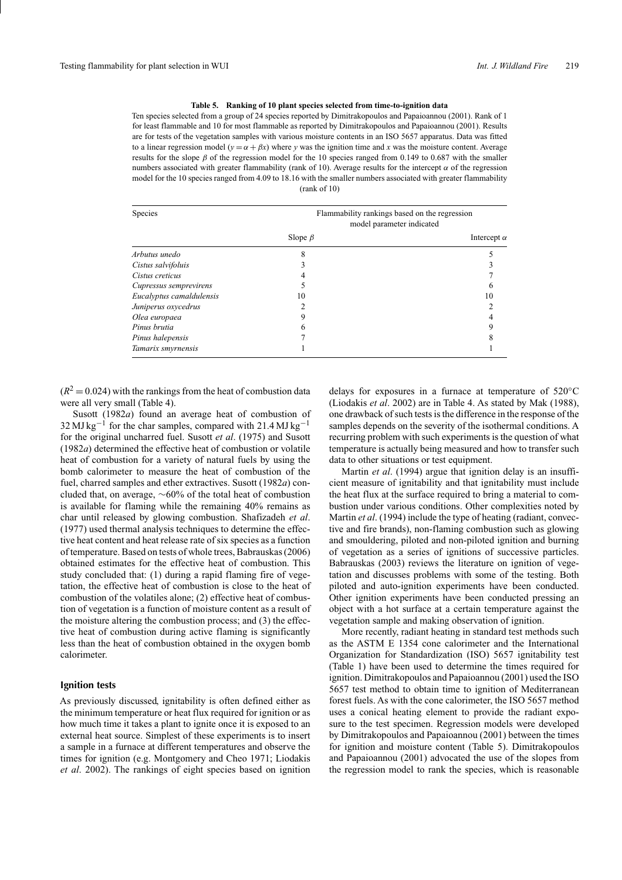**Table 5. Ranking of 10 plant species selected from time-to-ignition data**

Ten species selected from a group of 24 species reported by Dimitrakopoulos and Papaioannou (2001). Rank of 1 for least flammable and 10 for most flammable as reported by Dimitrakopoulos and Papaioannou (2001). Results are for tests of the vegetation samples with various moisture contents in an ISO 5657 apparatus. Data was fitted to a linear regression model ($y = \alpha + \beta x$) where $y$ was the ignition time and $x$ was the moisture content. Average results for the slope $\beta$ of the regression model for the 10 species ranged from 0.149 to 0.687 with the smaller numbers associated with greater flammability (rank of 10). Average results for the intercept $\alpha$ of the regression model for the 10 species ranged from 4.09 to 18.16 with the smaller numbers associated with greater flammability (rank of 10)

| Species | Flammability rankings based on the regression model parameter indicated | |
|---|---|---|
| | Slope $\beta$ | Intercept $\alpha$ |
| *Arbutus unedo* | 8 | 5 |
| *Cistus salvifoluis* | 3 | 3 |
| *Cistus creticus* | 4 | 7 |
| *Cupressus semprevirens* | 5 | 6 |
| *Eucalyptus camaldulensis* | 10 | 10 |
| *Juniperus oxycedrus* | 2 | 2 |
| *Olea europaea* | 9 | 4 |
| *Pinus brutia* | 6 | 9 |
| *Pinus halepensis* | 7 | 8 |
| *Tamarix smyrnensis* | 1 | 1 |

($R^2 = 0.024$) with the rankings from the heat of combustion data were all very small (Table 4).

Susott (1982*a*) found an average heat of combustion of $32\,\text{MJ}\,\text{kg}^{-1}$ for the char samples, compared with $21.4\,\text{MJ}\,\text{kg}^{-1}$ for the original uncharred fuel. Susott *et al*. (1975) and Susott (1982*a*) determined the effective heat of combustion or volatile heat of combustion for a variety of natural fuels by using the bomb calorimeter to measure the heat of combustion of the fuel, charred samples and ether extractives. Susott (1982*a*) concluded that, on average, ~60% of the total heat of combustion is available for flaming while the remaining 40% remains as char until released by glowing combustion. Shafizadeh *et al*. (1977) used thermal analysis techniques to determine the effective heat content and heat release rate of six species as a function of temperature. Based on tests of whole trees, Babrauskas (2006) obtained estimates for the effective heat of combustion. This study concluded that: (1) during a rapid flaming fire of vegetation, the effective heat of combustion is close to the heat of combustion of the volatiles alone; (2) effective heat of combustion of vegetation is a function of moisture content as a result of the moisture altering the combustion process; and (3) the effective heat of combustion during active flaming is significantly less than the heat of combustion obtained in the oxygen bomb calorimeter.

## Ignition tests

As previously discussed, ignitability is often defined either as the minimum temperature or heat flux required for ignition or as how much time it takes a plant to ignite once it is exposed to an external heat source. Simplest of these experiments is to insert a sample in a furnace at different temperatures and observe the times for ignition (e.g. Montgomery and Cheo 1971; Liodakis *et al*. 2002). The rankings of eight species based on ignition delays for exposures in a furnace at temperature of 520°C (Liodakis *et al*. 2002) are in Table 4. As stated by Mak (1988), one drawback of such tests is the difference in the response of the samples depends on the severity of the isothermal conditions. A recurring problem with such experiments is the question of what temperature is actually being measured and how to transfer such data to other situations or test equipment.

Martin *et al*. (1994) argue that ignition delay is an insufficient measure of ignitability and that ignitability must include the heat flux at the surface required to bring a material to combustion under various conditions. Other complexities noted by Martin *et al*. (1994) include the type of heating (radiant, convective and fire brands), non-flaming combustion such as glowing and smouldering, piloted and non-piloted ignition and burning of vegetation as a series of ignitions of successive particles. Babrauskas (2003) reviews the literature on ignition of vegetation and discusses problems with some of the testing. Both piloted and auto-ignition experiments have been conducted. Other ignition experiments have been conducted pressing an object with a hot surface at a certain temperature against the vegetation sample and making observation of ignition.

More recently, radiant heating in standard test methods such as the ASTM E 1354 cone calorimeter and the International Organization for Standardization (ISO) 5657 ignitability test (Table 1) have been used to determine the times required for ignition. Dimitrakopoulos and Papaioannou (2001) used the ISO 5657 test method to obtain time to ignition of Mediterranean forest fuels. As with the cone calorimeter, the ISO 5657 method uses a conical heating element to provide the radiant exposure to the test specimen. Regression models were developed by Dimitrakopoulos and Papaioannou (2001) between the times for ignition and moisture content (Table 5). Dimitrakopoulos and Papaioannou (2001) advocated the use of the slopes from the regression model to rank the species, which is reasonable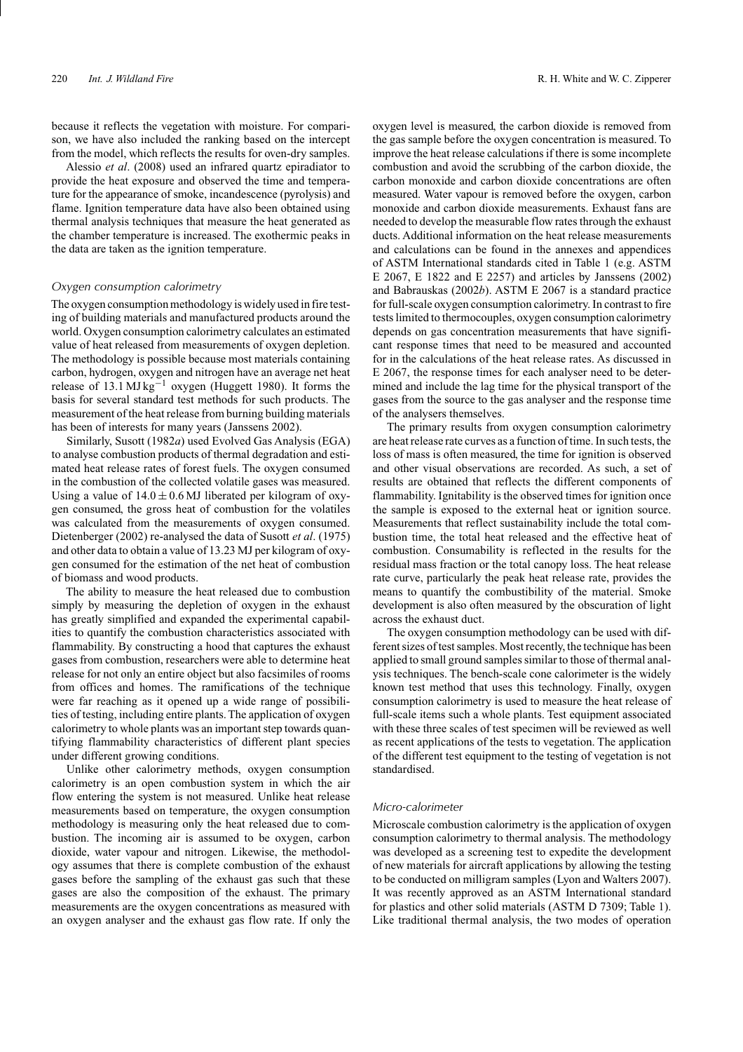because it reflects the vegetation with moisture. For comparison, we have also included the ranking based on the intercept from the model, which reflects the results for oven-dry samples.

Alessio *et al*. (2008) used an infrared quartz epiradiator to provide the heat exposure and observed the time and temperature for the appearance of smoke, incandescence (pyrolysis) and flame. Ignition temperature data have also been obtained using thermal analysis techniques that measure the heat generated as the chamber temperature is increased. The exothermic peaks in the data are taken as the ignition temperature.

### *Oxygen consumption calorimetry*

The oxygen consumption methodology is widely used in fire testing of building materials and manufactured products around the world. Oxygen consumption calorimetry calculates an estimated value of heat released from measurements of oxygen depletion. The methodology is possible because most materials containing carbon, hydrogen, oxygen and nitrogen have an average net heat release of 13.1 MJ $kg^{-1}$ oxygen (Huggett 1980). It forms the basis for several standard test methods for such products. The measurement of the heat release from burning building materials has been of interests for many years (Janssens 2002).

Similarly, Susott (1982*a*) used Evolved Gas Analysis (EGA) to analyse combustion products of thermal degradation and estimated heat release rates of forest fuels. The oxygen consumed in the combustion of the collected volatile gases was measured. Using a value of $14.0 \pm 0.6$ MJ liberated per kilogram of oxygen consumed, the gross heat of combustion for the volatiles was calculated from the measurements of oxygen consumed. Dietenberger (2002) re-analysed the data of Susott *et al*. (1975) and other data to obtain a value of 13.23 MJ per kilogram of oxygen consumed for the estimation of the net heat of combustion of biomass and wood products.

The ability to measure the heat released due to combustion simply by measuring the depletion of oxygen in the exhaust has greatly simplified and expanded the experimental capabilities to quantify the combustion characteristics associated with flammability. By constructing a hood that captures the exhaust gases from combustion, researchers were able to determine heat release for not only an entire object but also facsimiles of rooms from offices and homes. The ramifications of the technique were far reaching as it opened up a wide range of possibilities of testing, including entire plants. The application of oxygen calorimetry to whole plants was an important step towards quantifying flammability characteristics of different plant species under different growing conditions.

Unlike other calorimetry methods, oxygen consumption calorimetry is an open combustion system in which the air flow entering the system is not measured. Unlike heat release measurements based on temperature, the oxygen consumption methodology is measuring only the heat released due to combustion. The incoming air is assumed to be oxygen, carbon dioxide, water vapour and nitrogen. Likewise, the methodology assumes that there is complete combustion of the exhaust gases before the sampling of the exhaust gas such that these gases are also the composition of the exhaust. The primary measurements are the oxygen concentrations as measured with an oxygen analyser and the exhaust gas flow rate. If only the oxygen level is measured, the carbon dioxide is removed from the gas sample before the oxygen concentration is measured. To improve the heat release calculations if there is some incomplete combustion and avoid the scrubbing of the carbon dioxide, the carbon monoxide and carbon dioxide concentrations are often measured. Water vapour is removed before the oxygen, carbon monoxide and carbon dioxide measurements. Exhaust fans are needed to develop the measurable flow rates through the exhaust ducts. Additional information on the heat release measurements and calculations can be found in the annexes and appendices of ASTM International standards cited in Table 1 (e.g. ASTM E 2067, E 1822 and E 2257) and articles by Janssens (2002) and Babrauskas (2002*b*). ASTM E 2067 is a standard practice for full-scale oxygen consumption calorimetry. In contrast to fire tests limited to thermocouples, oxygen consumption calorimetry depends on gas concentration measurements that have significant response times that need to be measured and accounted for in the calculations of the heat release rates. As discussed in E 2067, the response times for each analyser need to be determined and include the lag time for the physical transport of the gases from the source to the gas analyser and the response time of the analysers themselves.

The primary results from oxygen consumption calorimetry are heat release rate curves as a function of time. In such tests, the loss of mass is often measured, the time for ignition is observed and other visual observations are recorded. As such, a set of results are obtained that reflects the different components of flammability. Ignitability is the observed times for ignition once the sample is exposed to the external heat or ignition source. Measurements that reflect sustainability include the total combustion time, the total heat released and the effective heat of combustion. Consumability is reflected in the results for the residual mass fraction or the total canopy loss. The heat release rate curve, particularly the peak heat release rate, provides the means to quantify the combustibility of the material. Smoke development is also often measured by the obscuration of light across the exhaust duct.

The oxygen consumption methodology can be used with different sizes of test samples. Most recently, the technique has been applied to small ground samples similar to those of thermal analysis techniques. The bench-scale cone calorimeter is the widely known test method that uses this technology. Finally, oxygen consumption calorimetry is used to measure the heat release of full-scale items such a whole plants. Test equipment associated with these three scales of test specimen will be reviewed as well as recent applications of the tests to vegetation. The application of the different test equipment to the testing of vegetation is not standardised.

### *Micro-calorimeter*

Microscale combustion calorimetry is the application of oxygen consumption calorimetry to thermal analysis. The methodology was developed as a screening test to expedite the development of new materials for aircraft applications by allowing the testing to be conducted on milligram samples (Lyon and Walters 2007). It was recently approved as an ASTM International standard for plastics and other solid materials (ASTM D 7309; Table 1). Like traditional thermal analysis, the two modes of operation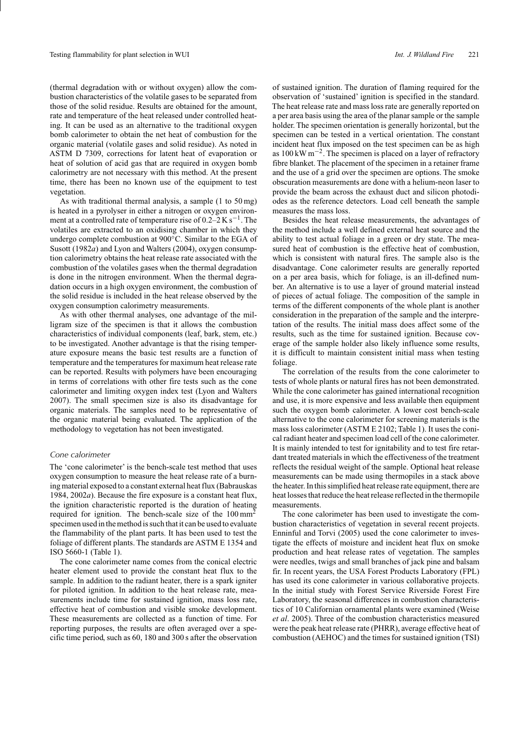(thermal degradation with or without oxygen) allow the combustion characteristics of the volatile gases to be separated from those of the solid residue. Results are obtained for the amount, rate and temperature of the heat released under controlled heating. It can be used as an alternative to the traditional oxygen bomb calorimeter to obtain the net heat of combustion for the organic material (volatile gases and solid residue). As noted in ASTM D 7309, corrections for latent heat of evaporation or heat of solution of acid gas that are required in oxygen bomb calorimetry are not necessary with this method. At the present time, there has been no known use of the equipment to test vegetation.

As with traditional thermal analysis, a sample (1 to 50 mg) is heated in a pyrolyser in either a nitrogen or oxygen environment at a controlled rate of temperature rise of 0.2–2 K $s^{-1}$. The volatiles are extracted to an oxidising chamber in which they undergo complete combustion at 900°C. Similar to the EGA of Susott (1982*a*) and Lyon and Walters (2004), oxygen consumption calorimetry obtains the heat release rate associated with the combustion of the volatiles gases when the thermal degradation is done in the nitrogen environment. When the thermal degradation occurs in a high oxygen environment, the combustion of the solid residue is included in the heat release observed by the oxygen consumption calorimetry measurements.

As with other thermal analyses, one advantage of the milligram size of the specimen is that it allows the combustion characteristics of individual components (leaf, bark, stem, etc.) to be investigated. Another advantage is that the rising temperature exposure means the basic test results are a function of temperature and the temperatures for maximum heat release rate can be reported. Results with polymers have been encouraging in terms of correlations with other fire tests such as the cone calorimeter and limiting oxygen index test (Lyon and Walters 2007). The small specimen size is also its disadvantage for organic materials. The samples need to be representative of the organic material being evaluated. The application of the methodology to vegetation has not been investigated.

### Cone calorimeter

The 'cone calorimeter' is the bench-scale test method that uses oxygen consumption to measure the heat release rate of a burning material exposed to a constant external heat flux (Babrauskas 1984, 2002*a*). Because the fire exposure is a constant heat flux, the ignition characteristic reported is the duration of heating required for ignition. The bench-scale size of the 100 $mm^2$ specimen used in the method is such that it can be used to evaluate the flammability of the plant parts. It has been used to test the foliage of different plants. The standards are ASTM E 1354 and ISO 5660-1 (Table 1).

The cone calorimeter name comes from the conical electric heater element used to provide the constant heat flux to the sample. In addition to the radiant heater, there is a spark igniter for piloted ignition. In addition to the heat release rate, measurements include time for sustained ignition, mass loss rate, effective heat of combustion and visible smoke development. These measurements are collected as a function of time. For reporting purposes, the results are often averaged over a specific time period, such as 60, 180 and 300 s after the observation of sustained ignition. The duration of flaming required for the observation of 'sustained' ignition is specified in the standard. The heat release rate and mass loss rate are generally reported on a per area basis using the area of the planar sample or the sample holder. The specimen orientation is generally horizontal, but the specimen can be tested in a vertical orientation. The constant incident heat flux imposed on the test specimen can be as high as 100 kW $m^{-2}$. The specimen is placed on a layer of refractory fibre blanket. The placement of the specimen in a retainer frame and the use of a grid over the specimen are options. The smoke obscuration measurements are done with a helium-neon laser to provide the beam across the exhaust duct and silicon photodiodes as the reference detectors. Load cell beneath the sample measures the mass loss.

Besides the heat release measurements, the advantages of the method include a well defined external heat source and the ability to test actual foliage in a green or dry state. The measured heat of combustion is the effective heat of combustion, which is consistent with natural fires. The sample also is the disadvantage. Cone calorimeter results are generally reported on a per area basis, which for foliage, is an ill-defined number. An alternative is to use a layer of ground material instead of pieces of actual foliage. The composition of the sample in terms of the different components of the whole plant is another consideration in the preparation of the sample and the interpretation of the results. The initial mass does affect some of the results, such as the time for sustained ignition. Because coverage of the sample holder also likely influence some results, it is difficult to maintain consistent initial mass when testing foliage.

The correlation of the results from the cone calorimeter to tests of whole plants or natural fires has not been demonstrated. While the cone calorimeter has gained international recognition and use, it is more expensive and less available then equipment such the oxygen bomb calorimeter. A lower cost bench-scale alternative to the cone calorimeter for screening materials is the mass loss calorimeter (ASTM E 2102; Table 1). It uses the conical radiant heater and specimen load cell of the cone calorimeter. It is mainly intended to test for ignitability and to test fire retardant treated materials in which the effectiveness of the treatment reflects the residual weight of the sample. Optional heat release measurements can be made using thermopiles in a stack above the heater. In this simplified heat release rate equipment, there are heat losses that reduce the heat release reflected in the thermopile measurements.

The cone calorimeter has been used to investigate the combustion characteristics of vegetation in several recent projects. Enninful and Torvi (2005) used the cone calorimeter to investigate the effects of moisture and incident heat flux on smoke production and heat release rates of vegetation. The samples were needles, twigs and small branches of jack pine and balsam fir. In recent years, the USA Forest Products Laboratory (FPL) has used its cone calorimeter in various collaborative projects. In the initial study with Forest Service Riverside Forest Fire Laboratory, the seasonal differences in combustion characteristics of 10 Californian ornamental plants were examined (Weise *et al*. 2005). Three of the combustion characteristics measured were the peak heat release rate (PHRR), average effective heat of combustion (AEHOC) and the times for sustained ignition (TSI)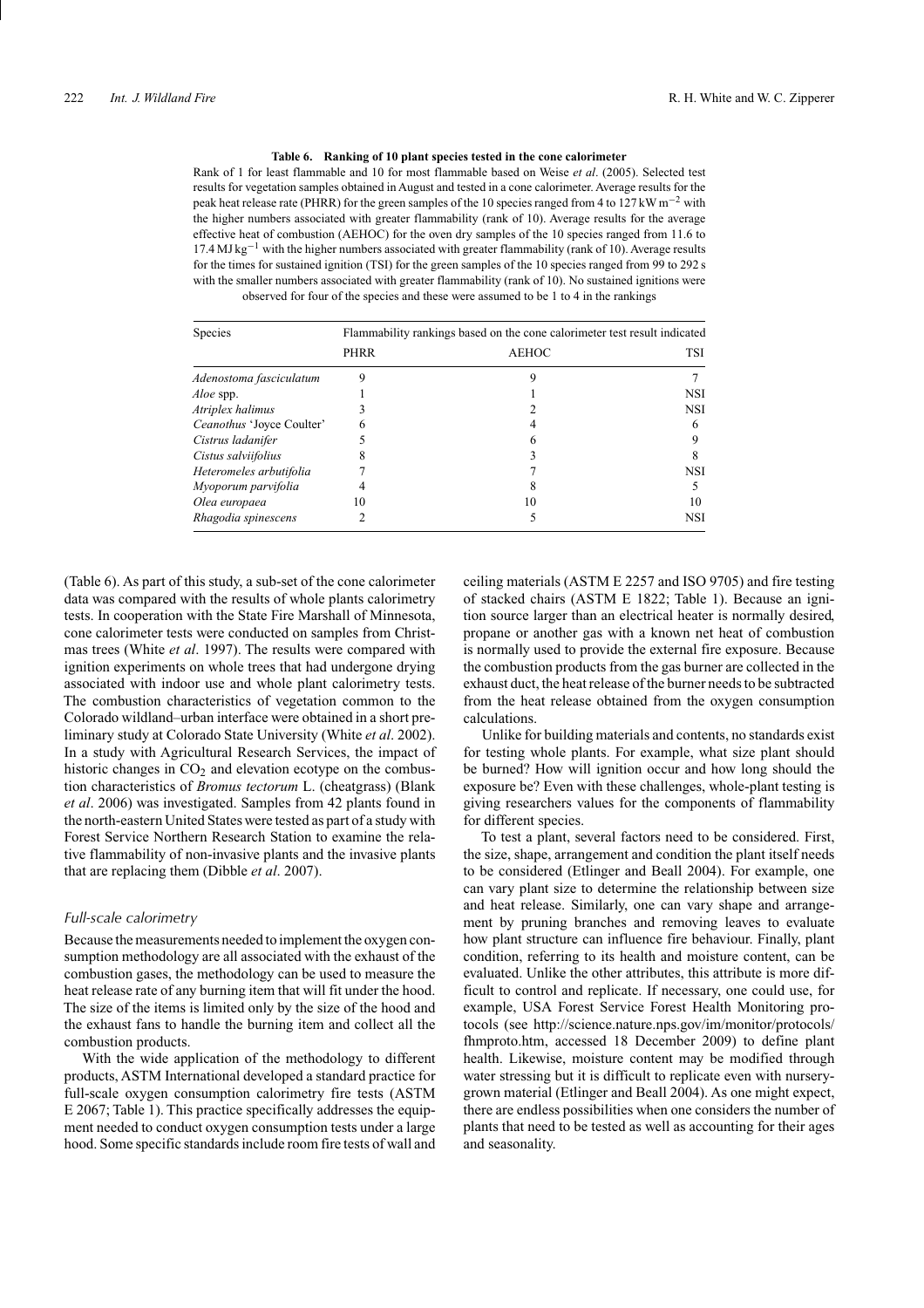**Table 6. Ranking of 10 plant species tested in the cone calorimeter**

Rank of 1 for least flammable and 10 for most flammable based on Weise *et al*. (2005). Selected test results for vegetation samples obtained in August and tested in a cone calorimeter. Average results for the peak heat release rate (PHRR) for the green samples of the 10 species ranged from 4 to 127 kW m$^{-2}$ with the higher numbers associated with greater flammability (rank of 10). Average results for the average effective heat of combustion (AEHOC) for the oven dry samples of the 10 species ranged from 11.6 to 17.4 MJ kg$^{-1}$ with the higher numbers associated with greater flammability (rank of 10). Average results for the times for sustained ignition (TSI) for the green samples of the 10 species ranged from 99 to 292 s with the smaller numbers associated with greater flammability (rank of 10). No sustained ignitions were observed for four of the species and these were assumed to be 1 to 4 in the rankings

| Species | Flammability rankings based on the cone calorimeter test result indicated | | |
|---|---|---|---|
| | PHRR | AEHOC | TSI |
| *Adenostoma fasciculatum* | 9 | 9 | 7 |
| *Aloe* spp. | 1 | 1 | NSI |
| *Atriplex halimus* | 3 | 2 | NSI |
| *Ceanothus* 'Joyce Coulter' | 6 | 4 | 6 |
| *Cistrus ladanifer* | 5 | 6 | 9 |
| *Cistus salviifolius* | 8 | 3 | 8 |
| *Heteromeles arbutifolia* | 7 | 7 | NSI |
| *Myoporum parvifolia* | 4 | 8 | 5 |
| *Olea europaea* | 10 | 10 | 10 |
| *Rhagodia spinescens* | 2 | 5 | NSI |

(Table 6). As part of this study, a sub-set of the cone calorimeter data was compared with the results of whole plants calorimetry tests. In cooperation with the State Fire Marshall of Minnesota, cone calorimeter tests were conducted on samples from Christmas trees (White *et al*. 1997). The results were compared with ignition experiments on whole trees that had undergone drying associated with indoor use and whole plant calorimetry tests. The combustion characteristics of vegetation common to the Colorado wildland–urban interface were obtained in a short preliminary study at Colorado State University (White *et al*. 2002). In a study with Agricultural Research Services, the impact of historic changes in $CO_2$ and elevation ecotype on the combustion characteristics of *Bromus tectorum* L. (cheatgrass) (Blank *et al*. 2006) was investigated. Samples from 42 plants found in the north-eastern United States were tested as part of a study with Forest Service Northern Research Station to examine the relative flammability of non-invasive plants and the invasive plants that are replacing them (Dibble *et al*. 2007).

### *Full-scale calorimetry*

Because the measurements needed to implement the oxygen consumption methodology are all associated with the exhaust of the combustion gases, the methodology can be used to measure the heat release rate of any burning item that will fit under the hood. The size of the items is limited only by the size of the hood and the exhaust fans to handle the burning item and collect all the combustion products.

With the wide application of the methodology to different products, ASTM International developed a standard practice for full-scale oxygen consumption calorimetry fire tests (ASTM E 2067; Table 1). This practice specifically addresses the equipment needed to conduct oxygen consumption tests under a large hood. Some specific standards include room fire tests of wall and ceiling materials (ASTM E 2257 and ISO 9705) and fire testing of stacked chairs (ASTM E 1822; Table 1). Because an ignition source larger than an electrical heater is normally desired, propane or another gas with a known net heat of combustion is normally used to provide the external fire exposure. Because the combustion products from the gas burner are collected in the exhaust duct, the heat release of the burner needs to be subtracted from the heat release obtained from the oxygen consumption calculations.

Unlike for building materials and contents, no standards exist for testing whole plants. For example, what size plant should be burned? How will ignition occur and how long should the exposure be? Even with these challenges, whole-plant testing is giving researchers values for the components of flammability for different species.

To test a plant, several factors need to be considered. First, the size, shape, arrangement and condition the plant itself needs to be considered (Etlinger and Beall 2004). For example, one can vary plant size to determine the relationship between size and heat release. Similarly, one can vary shape and arrangement by pruning branches and removing leaves to evaluate how plant structure can influence fire behaviour. Finally, plant condition, referring to its health and moisture content, can be evaluated. Unlike the other attributes, this attribute is more difficult to control and replicate. If necessary, one could use, for example, USA Forest Service Forest Health Monitoring protocols (see http://science.nature.nps.gov/im/monitor/protocols/fhmproto.htm, accessed 18 December 2009) to define plant health. Likewise, moisture content may be modified through water stressing but it is difficult to replicate even with nursery-grown material (Etlinger and Beall 2004). As one might expect, there are endless possibilities when one considers the number of plants that need to be tested as well as accounting for their ages and seasonality.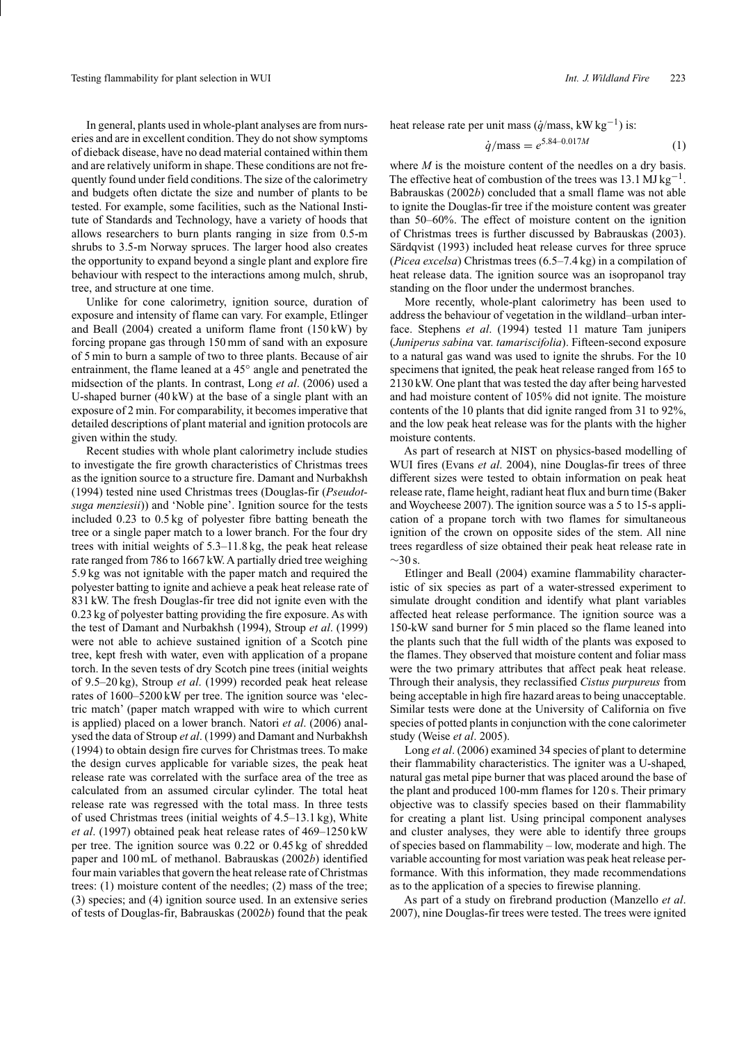In general, plants used in whole-plant analyses are from nurseries and are in excellent condition. They do not show symptoms of dieback disease, have no dead material contained within them and are relatively uniform in shape. These conditions are not frequently found under field conditions. The size of the calorimetry and budgets often dictate the size and number of plants to be tested. For example, some facilities, such as the National Institute of Standards and Technology, have a variety of hoods that allows researchers to burn plants ranging in size from 0.5-m shrubs to 3.5-m Norway spruces. The larger hood also creates the opportunity to expand beyond a single plant and explore fire behaviour with respect to the interactions among mulch, shrub, tree, and structure at one time.

Unlike for cone calorimetry, ignition source, duration of exposure and intensity of flame can vary. For example, Etlinger and Beall (2004) created a uniform flame front (150 kW) by forcing propane gas through 150 mm of sand with an exposure of 5 min to burn a sample of two to three plants. Because of air entrainment, the flame leaned at a 45° angle and penetrated the midsection of the plants. In contrast, Long *et al*. (2006) used a U-shaped burner (40 kW) at the base of a single plant with an exposure of 2 min. For comparability, it becomes imperative that detailed descriptions of plant material and ignition protocols are given within the study.

Recent studies with whole plant calorimetry include studies to investigate the fire growth characteristics of Christmas trees as the ignition source to a structure fire. Damant and Nurbakhsh (1994) tested nine used Christmas trees (Douglas-fir (*Pseudotsuga menziesii*)) and 'Noble pine'. Ignition source for the tests included 0.23 to 0.5 kg of polyester fibre batting beneath the tree or a single paper match to a lower branch. For the four dry trees with initial weights of 5.3–11.8 kg, the peak heat release rate ranged from 786 to 1667 kW. A partially dried tree weighing 5.9 kg was not ignitable with the paper match and required the polyester batting to ignite and achieve a peak heat release rate of 831 kW. The fresh Douglas-fir tree did not ignite even with the 0.23 kg of polyester batting providing the fire exposure. As with the test of Damant and Nurbakhsh (1994), Stroup *et al*. (1999) were not able to achieve sustained ignition of a Scotch pine tree, kept fresh with water, even with application of a propane torch. In the seven tests of dry Scotch pine trees (initial weights of 9.5–20 kg), Stroup *et al*. (1999) recorded peak heat release rates of 1600–5200 kW per tree. The ignition source was 'electric match' (paper match wrapped with wire to which current is applied) placed on a lower branch. Natori *et al*. (2006) analysed the data of Stroup *et al*. (1999) and Damant and Nurbakhsh (1994) to obtain design fire curves for Christmas trees. To make the design curves applicable for variable sizes, the peak heat release rate was correlated with the surface area of the tree as calculated from an assumed circular cylinder. The total heat release rate was regressed with the total mass. In three tests of used Christmas trees (initial weights of 4.5–13.1 kg), White *et al*. (1997) obtained peak heat release rates of 469–1250 kW per tree. The ignition source was 0.22 or 0.45 kg of shredded paper and 100 mL of methanol. Babrauskas (2002*b*) identified four main variables that govern the heat release rate of Christmas trees: (1) moisture content of the needles; (2) mass of the tree; (3) species; and (4) ignition source used. In an extensive series of tests of Douglas-fir, Babrauskas (2002*b*) found that the peak heat release rate per unit mass ($\dot{q}$/mass, kW kg$^{-1}$) is:

$$\dot{q}/\text{mass} = e^{5.84-0.017M} \tag{1}$$

where $M$ is the moisture content of the needles on a dry basis. The effective heat of combustion of the trees was 13.1 MJ kg$^{-1}$. Babrauskas (2002*b*) concluded that a small flame was not able to ignite the Douglas-fir tree if the moisture content was greater than 50–60%. The effect of moisture content on the ignition of Christmas trees is further discussed by Babrauskas (2003). Särdqvist (1993) included heat release curves for three spruce (*Picea excelsa*) Christmas trees (6.5–7.4 kg) in a compilation of heat release data. The ignition source was an isopropanol tray standing on the floor under the undermost branches.

More recently, whole-plant calorimetry has been used to address the behaviour of vegetation in the wildland–urban interface. Stephens *et al*. (1994) tested 11 mature Tam junipers (*Juniperus sabina* var. *tamariscifolia*). Fifteen-second exposure to a natural gas wand was used to ignite the shrubs. For the 10 specimens that ignited, the peak heat release ranged from 165 to 2130 kW. One plant that was tested the day after being harvested and had moisture content of 105% did not ignite. The moisture contents of the 10 plants that did ignite ranged from 31 to 92%, and the low peak heat release was for the plants with the higher moisture contents.

As part of research at NIST on physics-based modelling of WUI fires (Evans *et al*. 2004), nine Douglas-fir trees of three different sizes were tested to obtain information on peak heat release rate, flame height, radiant heat flux and burn time (Baker and Woycheese 2007). The ignition source was a 5 to 15-s application of a propane torch with two flames for simultaneous ignition of the crown on opposite sides of the stem. All nine trees regardless of size obtained their peak heat release rate in ~30 s.

Etlinger and Beall (2004) examine flammability characteristic of six species as part of a water-stressed experiment to simulate drought condition and identify what plant variables affected heat release performance. The ignition source was a 150-kW sand burner for 5 min placed so the flame leaned into the plants such that the full width of the plants was exposed to the flames. They observed that moisture content and foliar mass were the two primary attributes that affect peak heat release. Through their analysis, they reclassified *Cistus purpureus* from being acceptable in high fire hazard areas to being unacceptable. Similar tests were done at the University of California on five species of potted plants in conjunction with the cone calorimeter study (Weise *et al*. 2005).

Long *et al*. (2006) examined 34 species of plant to determine their flammability characteristics. The igniter was a U-shaped, natural gas metal pipe burner that was placed around the base of the plant and produced 100-mm flames for 120 s. Their primary objective was to classify species based on their flammability for creating a plant list. Using principal component analyses and cluster analyses, they were able to identify three groups of species based on flammability – low, moderate and high. The variable accounting for most variation was peak heat release performance. With this information, they made recommendations as to the application of a species to firewise planning.

As part of a study on firebrand production (Manzello *et al*. 2007), nine Douglas-fir trees were tested. The trees were ignited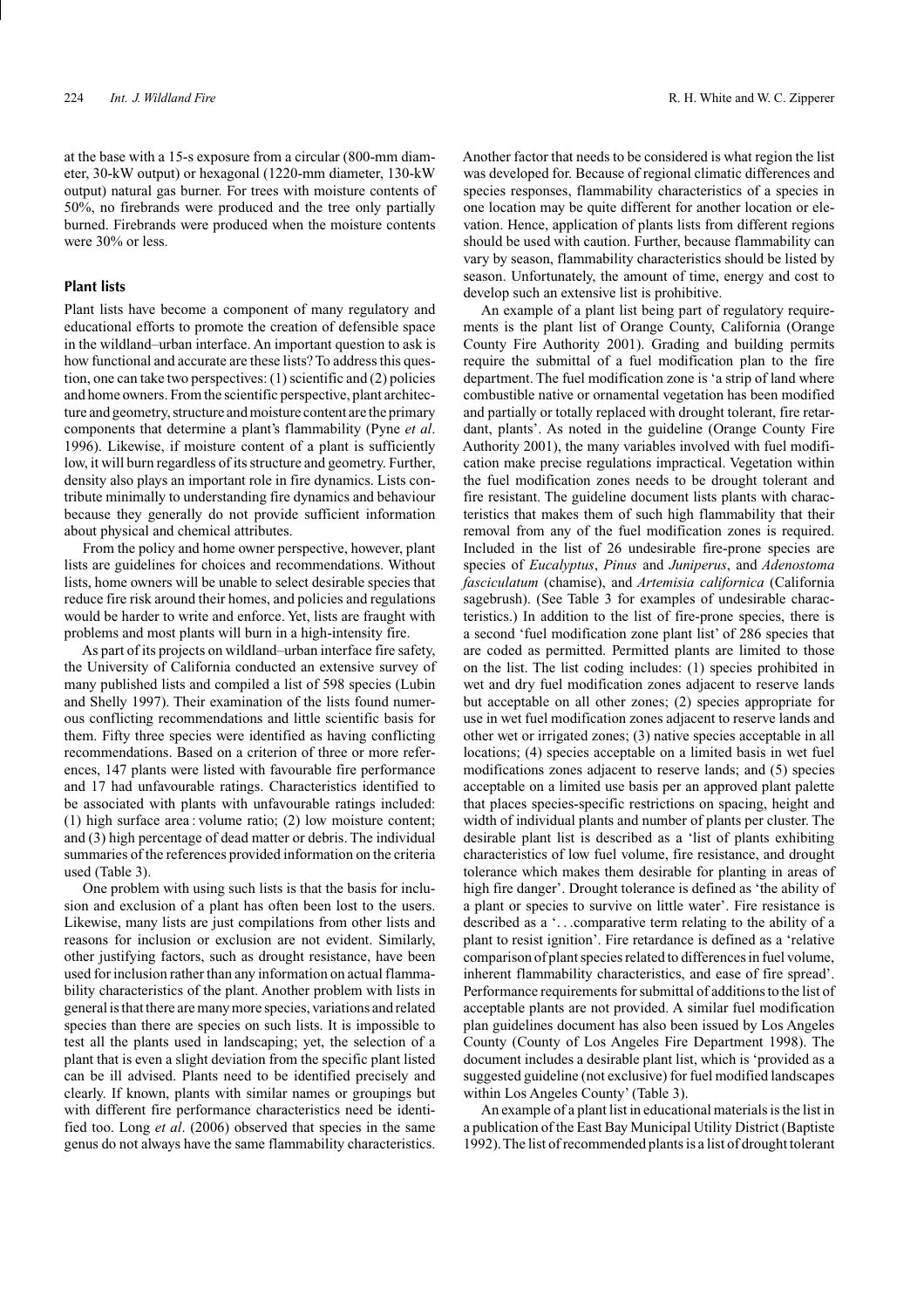at the base with a 15-s exposure from a circular (800-mm diameter, 30-kW output) or hexagonal (1220-mm diameter, 130-kW output) natural gas burner. For trees with moisture contents of 50%, no firebrands were produced and the tree only partially burned. Firebrands were produced when the moisture contents were 30% or less.

## Plant lists

Plant lists have become a component of many regulatory and educational efforts to promote the creation of defensible space in the wildland–urban interface. An important question to ask is how functional and accurate are these lists? To address this question, one can take two perspectives: (1) scientific and (2) policies and home owners. From the scientific perspective, plant architecture and geometry, structure and moisture content are the primary components that determine a plant's flammability (Pyne *et al*. 1996). Likewise, if moisture content of a plant is sufficiently low, it will burn regardless of its structure and geometry. Further, density also plays an important role in fire dynamics. Lists contribute minimally to understanding fire dynamics and behaviour because they generally do not provide sufficient information about physical and chemical attributes.

From the policy and home owner perspective, however, plant lists are guidelines for choices and recommendations. Without lists, home owners will be unable to select desirable species that reduce fire risk around their homes, and policies and regulations would be harder to write and enforce. Yet, lists are fraught with problems and most plants will burn in a high-intensity fire.

As part of its projects on wildland–urban interface fire safety, the University of California conducted an extensive survey of many published lists and compiled a list of 598 species (Lubin and Shelly 1997). Their examination of the lists found numerous conflicting recommendations and little scientific basis for them. Fifty three species were identified as having conflicting recommendations. Based on a criterion of three or more references, 147 plants were listed with favourable fire performance and 17 had unfavourable ratings. Characteristics identified to be associated with plants with unfavourable ratings included: (1) high surface area : volume ratio; (2) low moisture content; and (3) high percentage of dead matter or debris. The individual summaries of the references provided information on the criteria used (Table 3).

One problem with using such lists is that the basis for inclusion and exclusion of a plant has often been lost to the users. Likewise, many lists are just compilations from other lists and reasons for inclusion or exclusion are not evident. Similarly, other justifying factors, such as drought resistance, have been used for inclusion rather than any information on actual flammability characteristics of the plant. Another problem with lists in general is that there are many more species, variations and related species than there are species on such lists. It is impossible to test all the plants used in landscaping; yet, the selection of a plant that is even a slight deviation from the specific plant listed can be ill advised. Plants need to be identified precisely and clearly. If known, plants with similar names or groupings but with different fire performance characteristics need be identified too. Long *et al*. (2006) observed that species in the same genus do not always have the same flammability characteristics. Another factor that needs to be considered is what region the list was developed for. Because of regional climatic differences and species responses, flammability characteristics of a species in one location may be quite different for another location or elevation. Hence, application of plants lists from different regions should be used with caution. Further, because flammability can vary by season, flammability characteristics should be listed by season. Unfortunately, the amount of time, energy and cost to develop such an extensive list is prohibitive.

An example of a plant list being part of regulatory requirements is the plant list of Orange County, California (Orange County Fire Authority 2001). Grading and building permits require the submittal of a fuel modification plan to the fire department. The fuel modification zone is 'a strip of land where combustible native or ornamental vegetation has been modified and partially or totally replaced with drought tolerant, fire retardant, plants'. As noted in the guideline (Orange County Fire Authority 2001), the many variables involved with fuel modification make precise regulations impractical. Vegetation within the fuel modification zones needs to be drought tolerant and fire resistant. The guideline document lists plants with characteristics that makes them of such high flammability that their removal from any of the fuel modification zones is required. Included in the list of 26 undesirable fire-prone species are species of *Eucalyptus*, *Pinus* and *Juniperus*, and *Adenostoma fasciculatum* (chamise), and *Artemisia californica* (California sagebrush). (See Table 3 for examples of undesirable characteristics.) In addition to the list of fire-prone species, there is a second 'fuel modification zone plant list' of 286 species that are coded as permitted. Permitted plants are limited to those on the list. The list coding includes: (1) species prohibited in wet and dry fuel modification zones adjacent to reserve lands but acceptable on all other zones; (2) species appropriate for use in wet fuel modification zones adjacent to reserve lands and other wet or irrigated zones; (3) native species acceptable in all locations; (4) species acceptable on a limited basis in wet fuel modifications zones adjacent to reserve lands; and (5) species acceptable on a limited use basis per an approved plant palette that places species-specific restrictions on spacing, height and width of individual plants and number of plants per cluster. The desirable plant list is described as a 'list of plants exhibiting characteristics of low fuel volume, fire resistance, and drought tolerance which makes them desirable for planting in areas of high fire danger'. Drought tolerance is defined as 'the ability of a plant or species to survive on little water'. Fire resistance is described as '. . .comparative term relating to the ability of a plant to resist ignition'. Fire retardance is defined as a 'relative comparison of plant species related to differences in fuel volume, inherent flammability characteristics, and ease of fire spread'. Performance requirements for submittal of additions to the list of acceptable plants are not provided. A similar fuel modification plan guidelines document has also been issued by Los Angeles County (County of Los Angeles Fire Department 1998). The document includes a desirable plant list, which is 'provided as a suggested guideline (not exclusive) for fuel modified landscapes within Los Angeles County' (Table 3).

An example of a plant list in educational materials is the list in a publication of the East Bay Municipal Utility District (Baptiste 1992). The list of recommended plants is a list of drought tolerant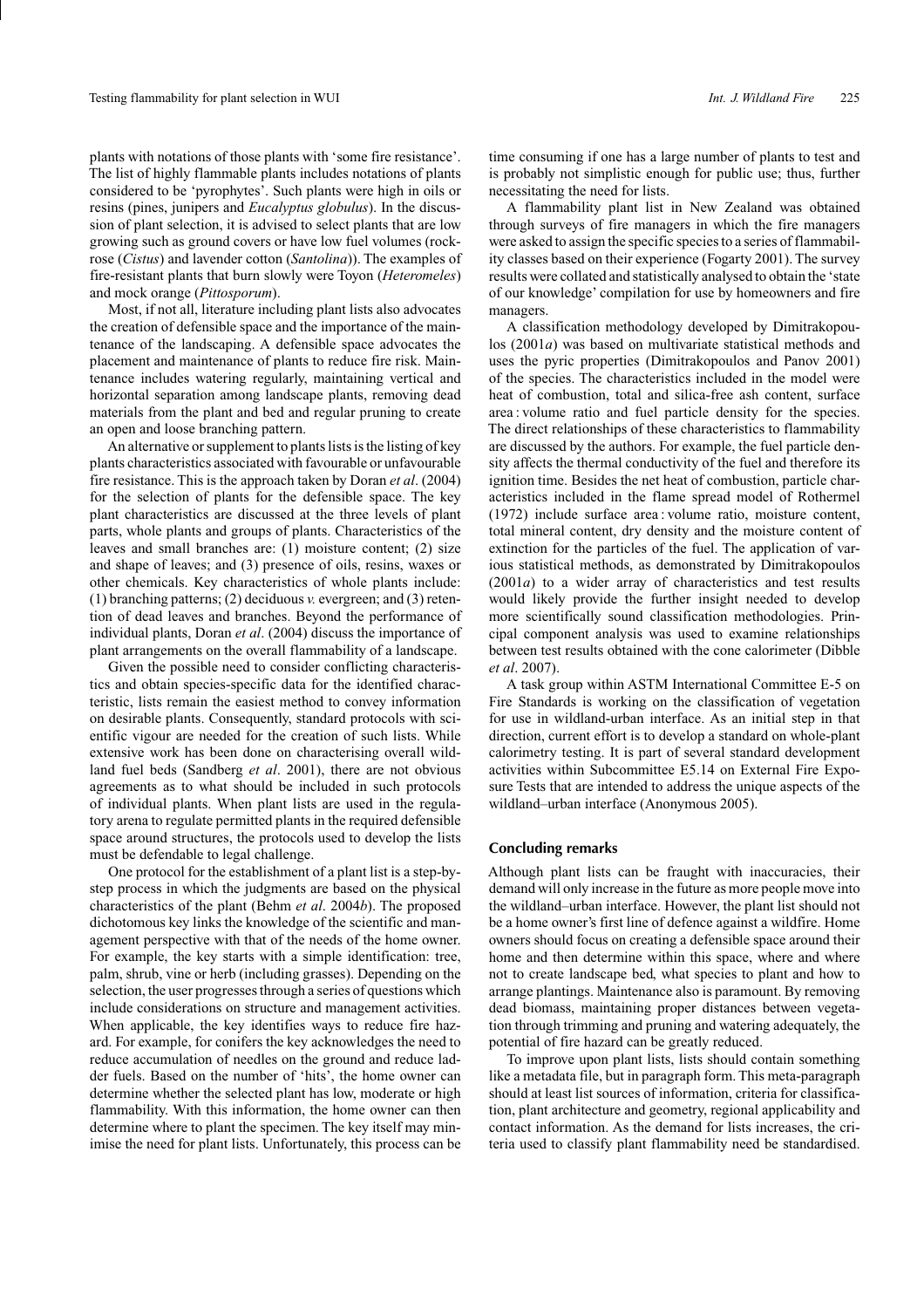plants with notations of those plants with 'some fire resistance'. The list of highly flammable plants includes notations of plants considered to be 'pyrophytes'. Such plants were high in oils or resins (pines, junipers and *Eucalyptus globulus*). In the discussion of plant selection, it is advised to select plants that are low growing such as ground covers or have low fuel volumes (rockrose (*Cistus*) and lavender cotton (*Santolina*)). The examples of fire-resistant plants that burn slowly were Toyon (*Heteromeles*) and mock orange (*Pittosporum*).

Most, if not all, literature including plant lists also advocates the creation of defensible space and the importance of the maintenance of the landscaping. A defensible space advocates the placement and maintenance of plants to reduce fire risk. Maintenance includes watering regularly, maintaining vertical and horizontal separation among landscape plants, removing dead materials from the plant and bed and regular pruning to create an open and loose branching pattern.

An alternative or supplement to plants lists is the listing of key plants characteristics associated with favourable or unfavourable fire resistance. This is the approach taken by Doran *et al*. (2004) for the selection of plants for the defensible space. The key plant characteristics are discussed at the three levels of plant parts, whole plants and groups of plants. Characteristics of the leaves and small branches are: (1) moisture content; (2) size and shape of leaves; and (3) presence of oils, resins, waxes or other chemicals. Key characteristics of whole plants include: (1) branching patterns; (2) deciduous *v.* evergreen; and (3) retention of dead leaves and branches. Beyond the performance of individual plants, Doran *et al*. (2004) discuss the importance of plant arrangements on the overall flammability of a landscape.

Given the possible need to consider conflicting characteristics and obtain species-specific data for the identified characteristic, lists remain the easiest method to convey information on desirable plants. Consequently, standard protocols with scientific vigour are needed for the creation of such lists. While extensive work has been done on characterising overall wildland fuel beds (Sandberg *et al*. 2001), there are not obvious agreements as to what should be included in such protocols of individual plants. When plant lists are used in the regulatory arena to regulate permitted plants in the required defensible space around structures, the protocols used to develop the lists must be defendable to legal challenge.

One protocol for the establishment of a plant list is a step-by-step process in which the judgments are based on the physical characteristics of the plant (Behm *et al*. 2004*b*). The proposed dichotomous key links the knowledge of the scientific and management perspective with that of the needs of the home owner. For example, the key starts with a simple identification: tree, palm, shrub, vine or herb (including grasses). Depending on the selection, the user progresses through a series of questions which include considerations on structure and management activities. When applicable, the key identifies ways to reduce fire hazard. For example, for conifers the key acknowledges the need to reduce accumulation of needles on the ground and reduce ladder fuels. Based on the number of 'hits', the home owner can determine whether the selected plant has low, moderate or high flammability. With this information, the home owner can then determine where to plant the specimen. The key itself may minimise the need for plant lists. Unfortunately, this process can be time consuming if one has a large number of plants to test and is probably not simplistic enough for public use; thus, further necessitating the need for lists.

A flammability plant list in New Zealand was obtained through surveys of fire managers in which the fire managers were asked to assign the specific species to a series of flammability classes based on their experience (Fogarty 2001). The survey results were collated and statistically analysed to obtain the 'state of our knowledge' compilation for use by homeowners and fire managers.

A classification methodology developed by Dimitrakopoulos (2001*a*) was based on multivariate statistical methods and uses the pyric properties (Dimitrakopoulos and Panov 2001) of the species. The characteristics included in the model were heat of combustion, total and silica-free ash content, surface area : volume ratio and fuel particle density for the species. The direct relationships of these characteristics to flammability are discussed by the authors. For example, the fuel particle density affects the thermal conductivity of the fuel and therefore its ignition time. Besides the net heat of combustion, particle characteristics included in the flame spread model of Rothermel (1972) include surface area : volume ratio, moisture content, total mineral content, dry density and the moisture content of extinction for the particles of the fuel. The application of various statistical methods, as demonstrated by Dimitrakopoulos (2001*a*) to a wider array of characteristics and test results would likely provide the further insight needed to develop more scientifically sound classification methodologies. Principal component analysis was used to examine relationships between test results obtained with the cone calorimeter (Dibble *et al*. 2007).

A task group within ASTM International Committee E-5 on Fire Standards is working on the classification of vegetation for use in wildland-urban interface. As an initial step in that direction, current effort is to develop a standard on whole-plant calorimetry testing. It is part of several standard development activities within Subcommittee E5.14 on External Fire Exposure Tests that are intended to address the unique aspects of the wildland–urban interface (Anonymous 2005).

## Concluding remarks

Although plant lists can be fraught with inaccuracies, their demand will only increase in the future as more people move into the wildland–urban interface. However, the plant list should not be a home owner's first line of defence against a wildfire. Home owners should focus on creating a defensible space around their home and then determine within this space, where and where not to create landscape bed, what species to plant and how to arrange plantings. Maintenance also is paramount. By removing dead biomass, maintaining proper distances between vegetation through trimming and pruning and watering adequately, the potential of fire hazard can be greatly reduced.

To improve upon plant lists, lists should contain something like a metadata file, but in paragraph form. This meta-paragraph should at least list sources of information, criteria for classification, plant architecture and geometry, regional applicability and contact information. As the demand for lists increases, the criteria used to classify plant flammability need be standardised.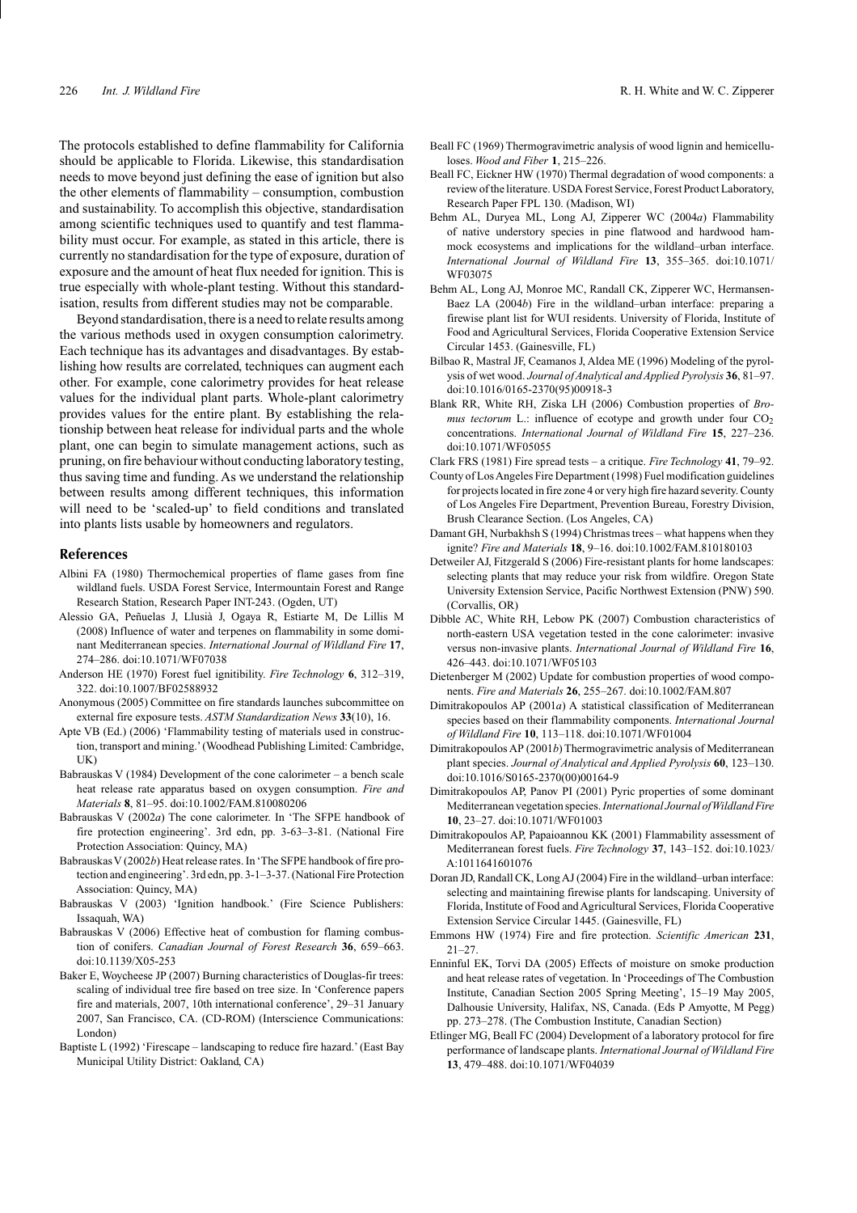The protocols established to define flammability for California should be applicable to Florida. Likewise, this standardisation needs to move beyond just defining the ease of ignition but also the other elements of flammability – consumption, combustion and sustainability. To accomplish this objective, standardisation among scientific techniques used to quantify and test flammability must occur. For example, as stated in this article, there is currently no standardisation for the type of exposure, duration of exposure and the amount of heat flux needed for ignition. This is true especially with whole-plant testing. Without this standardisation, results from different studies may not be comparable.

Beyond standardisation, there is a need to relate results among the various methods used in oxygen consumption calorimetry. Each technique has its advantages and disadvantages. By establishing how results are correlated, techniques can augment each other. For example, cone calorimetry provides for heat release values for the individual plant parts. Whole-plant calorimetry provides values for the entire plant. By establishing the relationship between heat release for individual parts and the whole plant, one can begin to simulate management actions, such as pruning, on fire behaviour without conducting laboratory testing, thus saving time and funding. As we understand the relationship between results among different techniques, this information will need to be 'scaled-up' to field conditions and translated into plants lists usable by homeowners and regulators.

## References

Albini FA (1980) Thermochemical properties of flame gases from fine wildland fuels. USDA Forest Service, Intermountain Forest and Range Research Station, Research Paper INT-243. (Ogden, UT)

Alessio GA, Peñuelas J, Llusià J, Ogaya R, Estiarte M, De Lillis M (2008) Influence of water and terpenes on flammability in some dominant Mediterranean species. *International Journal of Wildland Fire* **17**, 274–286. doi:10.1071/WF07038

Anderson HE (1970) Forest fuel ignitibility. *Fire Technology* **6**, 312–319, 322. doi:10.1007/BF02588932

Anonymous (2005) Committee on fire standards launches subcommittee on external fire exposure tests. *ASTM Standardization News* **33**(10), 16.

Apte VB (Ed.) (2006) 'Flammability testing of materials used in construction, transport and mining.' (Woodhead Publishing Limited: Cambridge, UK)

Babrauskas V (1984) Development of the cone calorimeter – a bench scale heat release rate apparatus based on oxygen consumption. *Fire and Materials* **8**, 81–95. doi:10.1002/FAM.810080206

Babrauskas V (2002*a*) The cone calorimeter. In 'The SFPE handbook of fire protection engineering'. 3rd edn, pp. 3-63–3-81. (National Fire Protection Association: Quincy, MA)

Babrauskas V (2002*b*) Heat release rates. In 'The SFPE handbook of fire protection and engineering'. 3rd edn, pp. 3-1–3-37. (National Fire Protection Association: Quincy, MA)

Babrauskas V (2003) 'Ignition handbook.' (Fire Science Publishers: Issaquah, WA)

Babrauskas V (2006) Effective heat of combustion for flaming combustion of conifers. *Canadian Journal of Forest Research* **36**, 659–663. doi:10.1139/X05-253

Baker E, Woycheese JP (2007) Burning characteristics of Douglas-fir trees: scaling of individual tree fire based on tree size. In 'Conference papers fire and materials, 2007, 10th international conference', 29–31 January 2007, San Francisco, CA. (CD-ROM) (Interscience Communications: London)

Baptiste L (1992) 'Firescape – landscaping to reduce fire hazard.' (East Bay Municipal Utility District: Oakland, CA)

Beall FC (1969) Thermogravimetric analysis of wood lignin and hemicelluloses. *Wood and Fiber* **1**, 215–226.

Beall FC, Eickner HW (1970) Thermal degradation of wood components: a review of the literature. USDA Forest Service, Forest Product Laboratory, Research Paper FPL 130. (Madison, WI)

Behm AL, Duryea ML, Long AJ, Zipperer WC (2004*a*) Flammability of native understory species in pine flatwood and hardwood hammock ecosystems and implications for the wildland–urban interface. *International Journal of Wildland Fire* **13**, 355–365. doi:10.1071/WF03075

Behm AL, Long AJ, Monroe MC, Randall CK, Zipperer WC, Hermansen-Baez LA (2004*b*) Fire in the wildland–urban interface: preparing a firewise plant list for WUI residents. University of Florida, Institute of Food and Agricultural Services, Florida Cooperative Extension Service Circular 1453. (Gainesville, FL)

Bilbao R, Mastral JF, Ceamanos J, Aldea ME (1996) Modeling of the pyrolysis of wet wood. *Journal of Analytical and Applied Pyrolysis* **36**, 81–97. doi:10.1016/0165-2370(95)00918-3

Blank RR, White RH, Ziska LH (2006) Combustion properties of *Bromus tectorum* L.: influence of ecotype and growth under four $CO_2$ concentrations. *International Journal of Wildland Fire* **15**, 227–236. doi:10.1071/WF05055

Clark FRS (1981) Fire spread tests – a critique. *Fire Technology* **41**, 79–92.

County of Los Angeles Fire Department (1998) Fuel modification guidelines for projects located in fire zone 4 or very high fire hazard severity. County of Los Angeles Fire Department, Prevention Bureau, Forestry Division, Brush Clearance Section. (Los Angeles, CA)

Damant GH, Nurbakhsh S (1994) Christmas trees – what happens when they ignite? *Fire and Materials* **18**, 9–16. doi:10.1002/FAM.810180103

Detweiler AJ, Fitzgerald S (2006) Fire-resistant plants for home landscapes: selecting plants that may reduce your risk from wildfire. Oregon State University Extension Service, Pacific Northwest Extension (PNW) 590. (Corvallis, OR)

Dibble AC, White RH, Lebow PK (2007) Combustion characteristics of north-eastern USA vegetation tested in the cone calorimeter: invasive versus non-invasive plants. *International Journal of Wildland Fire* **16**, 426–443. doi:10.1071/WF05103

Dietenberger M (2002) Update for combustion properties of wood components. *Fire and Materials* **26**, 255–267. doi:10.1002/FAM.807

Dimitrakopoulos AP (2001*a*) A statistical classification of Mediterranean species based on their flammability components. *International Journal of Wildland Fire* **10**, 113–118. doi:10.1071/WF01004

Dimitrakopoulos AP (2001*b*) Thermogravimetric analysis of Mediterranean plant species. *Journal of Analytical and Applied Pyrolysis* **60**, 123–130. doi:10.1016/S0165-2370(00)00164-9

Dimitrakopoulos AP, Panov PI (2001) Pyric properties of some dominant Mediterranean vegetation species. *International Journal of Wildland Fire* **10**, 23–27. doi:10.1071/WF01003

Dimitrakopoulos AP, Papaioannou KK (2001) Flammability assessment of Mediterranean forest fuels. *Fire Technology* **37**, 143–152. doi:10.1023/A:1011641601076

Doran JD, Randall CK, Long AJ (2004) Fire in the wildland–urban interface: selecting and maintaining firewise plants for landscaping. University of Florida, Institute of Food and Agricultural Services, Florida Cooperative Extension Service Circular 1445. (Gainesville, FL)

Emmons HW (1974) Fire and fire protection. *Scientific American* **231**, 21–27.

Enninful EK, Torvi DA (2005) Effects of moisture on smoke production and heat release rates of vegetation. In 'Proceedings of The Combustion Institute, Canadian Section 2005 Spring Meeting', 15–19 May 2005, Dalhousie University, Halifax, NS, Canada. (Eds P Amyotte, M Pegg) pp. 273–278. (The Combustion Institute, Canadian Section)

Etlinger MG, Beall FC (2004) Development of a laboratory protocol for fire performance of landscape plants. *International Journal of Wildland Fire* **13**, 479–488. doi:10.1071/WF04039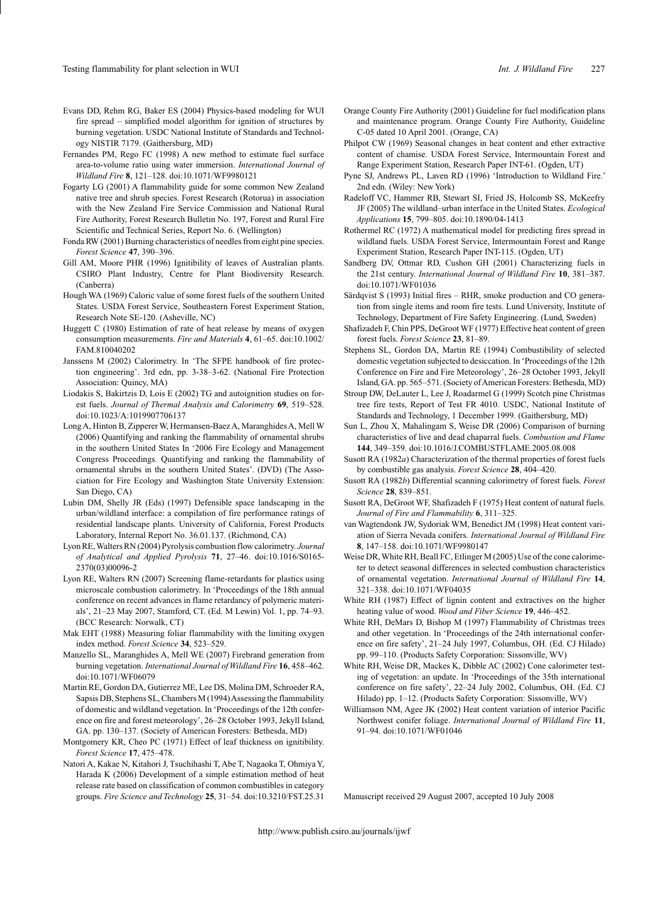Evans DD, Rehm RG, Baker ES (2004) Physics-based modeling for WUI fire spread – simplified model algorithm for ignition of structures by burning vegetation. USDC National Institute of Standards and Technology NISTIR 7179. (Gaithersburg, MD)

Fernandes PM, Rego FC (1998) A new method to estimate fuel surface area-to-volume ratio using water immersion. *International Journal of Wildland Fire* **8**, 121–128. doi:10.1071/WF9980121

Fogarty LG (2001) A flammability guide for some common New Zealand native tree and shrub species. Forest Research (Rotorua) in association with the New Zealand Fire Service Commission and National Rural Fire Authority, Forest Research Bulletin No. 197, Forest and Rural Fire Scientific and Technical Series, Report No. 6. (Wellington)

Fonda RW (2001) Burning characteristics of needles from eight pine species. *Forest Science* **47**, 390–396.

Gill AM, Moore PHR (1996) Ignitibility of leaves of Australian plants. CSIRO Plant Industry, Centre for Plant Biodiversity Research. (Canberra)

Hough WA (1969) Caloric value of some forest fuels of the southern United States. USDA Forest Service, Southeastern Forest Experiment Station, Research Note SE-120. (Asheville, NC)

Huggett C (1980) Estimation of rate of heat release by means of oxygen consumption measurements. *Fire and Materials* **4**, 61–65. doi:10.1002/FAM.810040202

Janssens M (2002) Calorimetry. In 'The SFPE handbook of fire protection engineering'. 3rd edn, pp. 3-38–3-62. (National Fire Protection Association: Quincy, MA)

Liodakis S, Bakirtzis D, Lois E (2002) TG and autoignition studies on forest fuels. *Journal of Thermal Analysis and Calorimetry* **69**, 519–528. doi:10.1023/A:1019907706137

Long A, Hinton B, Zipperer W, Hermansen-Baez A, Maranghides A, Mell W (2006) Quantifying and ranking the flammability of ornamental shrubs in the southern United States In '2006 Fire Ecology and Management Congress Proceedings. Quantifying and ranking the flammability of ornamental shrubs in the southern United States'. (DVD) (The Association for Fire Ecology and Washington State University Extension: San Diego, CA)

Lubin DM, Shelly JR (Eds) (1997) Defensible space landscaping in the urban/wildland interface: a compilation of fire performance ratings of residential landscape plants. University of California, Forest Products Laboratory, Internal Report No. 36.01.137. (Richmond, CA)

Lyon RE, Walters RN (2004) Pyrolysis combustion flow calorimetry. *Journal of Analytical and Applied Pyrolysis* **71**, 27–46. doi:10.1016/S0165-2370(03)00096-2

Lyon RE, Walters RN (2007) Screening flame-retardants for plastics using microscale combustion calorimetry. In 'Proceedings of the 18th annual conference on recent advances in flame retardancy of polymeric materials', 21–23 May 2007, Stamford, CT. (Ed. M Lewin) Vol. 1, pp. 74–93. (BCC Research: Norwalk, CT)

Mak EHT (1988) Measuring foliar flammability with the limiting oxygen index method. *Forest Science* **34**, 523–529.

Manzello SL, Maranghides A, Mell WE (2007) Firebrand generation from burning vegetation. *International Journal of Wildland Fire* **16**, 458–462. doi:10.1071/WF06079

Martin RE, Gordon DA, Gutierrez ME, Lee DS, Molina DM, Schroeder RA, Sapsis DB, Stephens SL, Chambers M (1994) Assessing the flammability of domestic and wildland vegetation. In 'Proceedings of the 12th conference on fire and forest meteorology', 26–28 October 1993, Jekyll Island, GA. pp. 130–137. (Society of American Foresters: Bethesda, MD)

Montgomery KR, Cheo PC (1971) Effect of leaf thickness on ignitibility. *Forest Science* **17**, 475–478.

Natori A, Kakae N, Kitahori J, Tsuchihashi T, Abe T, Nagaoka T, Ohmiya Y, Harada K (2006) Development of a simple estimation method of heat release rate based on classification of common combustibles in category groups. *Fire Science and Technology* **25**, 31–54. doi:10.3210/FST.25.31

Orange County Fire Authority (2001) Guideline for fuel modification plans and maintenance program. Orange County Fire Authority, Guideline C-05 dated 10 April 2001. (Orange, CA)

Philpot CW (1969) Seasonal changes in heat content and ether extractive content of chamise. USDA Forest Service, Intermountain Forest and Range Experiment Station, Research Paper INT-61. (Ogden, UT)

Pyne SJ, Andrews PL, Laven RD (1996) 'Introduction to Wildland Fire.' 2nd edn. (Wiley: New York)

Radeloff VC, Hammer RB, Stewart SI, Fried JS, Holcomb SS, McKeefry JF (2005) The wildland–urban interface in the United States. *Ecological Applications* **15**, 799–805. doi:10.1890/04-1413

Rothermel RC (1972) A mathematical model for predicting fires spread in wildland fuels. USDA Forest Service, Intermountain Forest and Range Experiment Station, Research Paper INT-115. (Ogden, UT)

Sandberg DV, Ottmar RD, Cushon GH (2001) Characterizing fuels in the 21st century. *International Journal of Wildland Fire* **10**, 381–387. doi:10.1071/WF01036

Särdqvist S (1993) Initial fires – RHR, smoke production and CO generation from single items and room fire tests. Lund University, Institute of Technology, Department of Fire Safety Engineering. (Lund, Sweden)

Shafizadeh F, Chin PPS, DeGroot WF (1977) Effective heat content of green forest fuels. *Forest Science* **23**, 81–89.

Stephens SL, Gordon DA, Martin RE (1994) Combustibility of selected domestic vegetation subjected to desiccation. In 'Proceedings of the 12th Conference on Fire and Fire Meteorology', 26–28 October 1993, Jekyll Island, GA. pp. 565–571. (Society of American Foresters: Bethesda, MD)

Stroup DW, DeLauter L, Lee J, Roadarmel G (1999) Scotch pine Christmas tree fire tests, Report of Test FR 4010. USDC, National Institute of Standards and Technology, 1 December 1999. (Gaithersburg, MD)

Sun L, Zhou X, Mahalingam S, Weise DR (2006) Comparison of burning characteristics of live and dead chaparral fuels. *Combustion and Flame* **144**, 349–359. doi:10.1016/J.COMBUSTFLAME.2005.08.008

Susott RA (1982*a*) Characterization of the thermal properties of forest fuels by combustible gas analysis. *Forest Science* **28**, 404–420.

Susott RA (1982*b*) Differential scanning calorimetry of forest fuels. *Forest Science* **28**, 839–851.

Susott RA, DeGroot WF, Shafizadeh F (1975) Heat content of natural fuels. *Journal of Fire and Flammability* **6**, 311–325.

van Wagtendonk JW, Sydoriak WM, Benedict JM (1998) Heat content variation of Sierra Nevada conifers. *International Journal of Wildland Fire* **8**, 147–158. doi:10.1071/WF9980147

Weise DR, White RH, Beall FC, Etlinger M (2005) Use of the cone calorimeter to detect seasonal differences in selected combustion characteristics of ornamental vegetation. *International Journal of Wildland Fire* **14**, 321–338. doi:10.1071/WF04035

White RH (1987) Effect of lignin content and extractives on the higher heating value of wood. *Wood and Fiber Science* **19**, 446–452.

White RH, DeMars D, Bishop M (1997) Flammability of Christmas trees and other vegetation. In 'Proceedings of the 24th international conference on fire safety', 21–24 July 1997, Columbus, OH. (Ed. CJ Hilado) pp. 99–110. (Products Safety Corporation: Sissonville, WV)

White RH, Weise DR, Mackes K, Dibble AC (2002) Cone calorimeter testing of vegetation: an update. In 'Proceedings of the 35th international conference on fire safety', 22–24 July 2002, Columbus, OH. (Ed. CJ Hilado) pp. 1–12. (Products Safety Corporation: Sissonville, WV)

Williamson NM, Agee JK (2002) Heat content variation of interior Pacific Northwest conifer foliage. *International Journal of Wildland Fire* **11**, 91–94. doi:10.1071/WF01046

Manuscript received 29 August 2007, accepted 10 July 2008